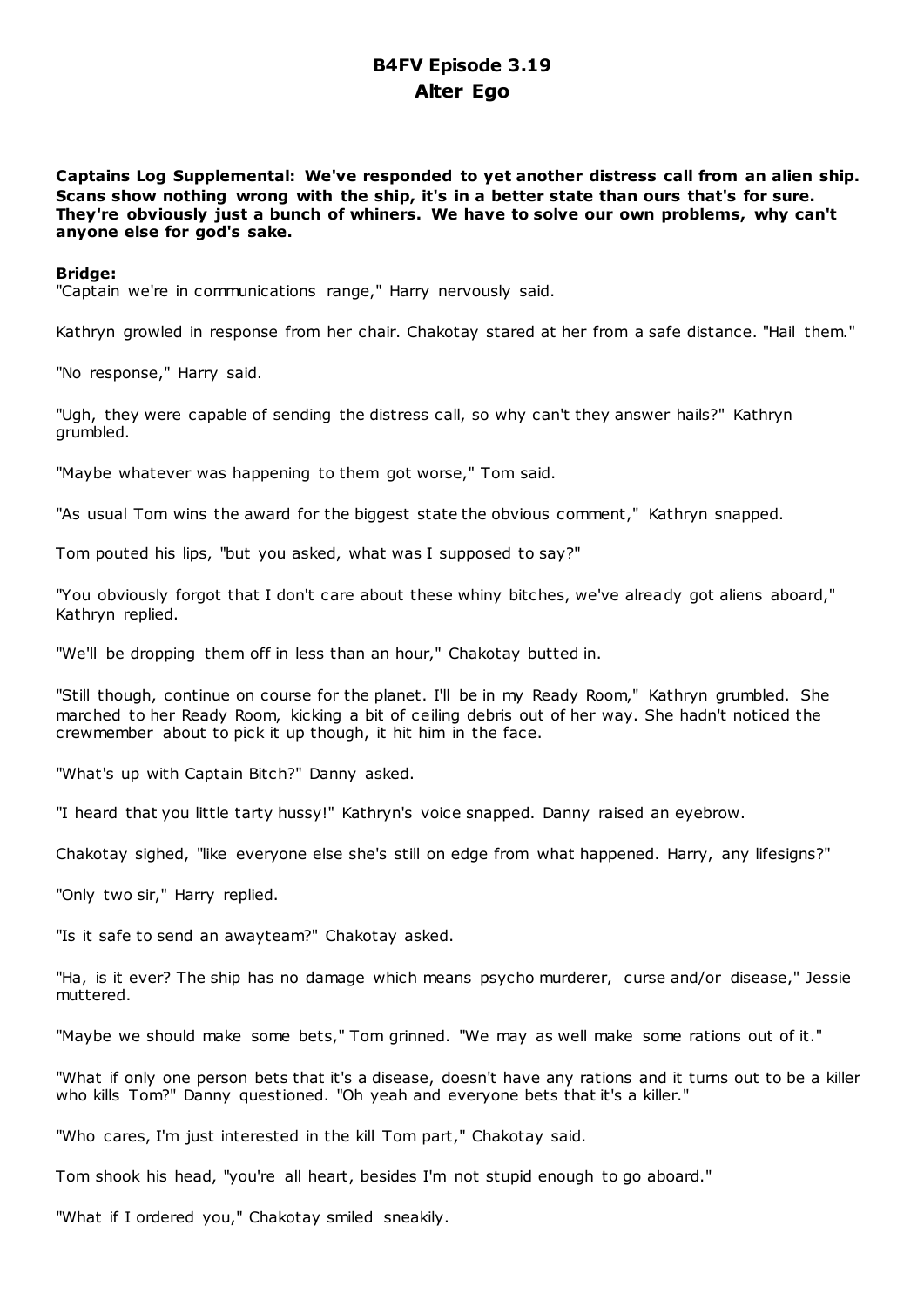# B4FV Episode 3.19
## Alter Ego

**Captains Log Supplemental: We've responded to yet another distress call from an alien ship. Scans show nothing wrong with the ship, it's in a better state than ours that's for sure. They're obviously just a bunch of whiners. We have to solve our own problems, why can't anyone else for god's sake.**

**Bridge:**

"Captain we're in communications range," Harry nervously said.

Kathryn growled in response from her chair. Chakotay stared at her from a safe distance. "Hail them."

"No response," Harry said.

"Ugh, they were capable of sending the distress call, so why can't they answer hails?" Kathryn grumbled.

"Maybe whatever was happening to them got worse," Tom said.

"As usual Tom wins the award for the biggest state the obvious comment," Kathryn snapped.

Tom pouted his lips, "but you asked, what was I supposed to say?"

"You obviously forgot that I don't care about these whiny bitches, we've already got aliens aboard," Kathryn replied.

"We'll be dropping them off in less than an hour," Chakotay butted in.

"Still though, continue on course for the planet. I'll be in my Ready Room," Kathryn grumbled. She marched to her Ready Room, kicking a bit of ceiling debris out of her way. She hadn't noticed the crewmember about to pick it up though, it hit him in the face.

"What's up with Captain Bitch?" Danny asked.

"I heard that you little tarty hussy!" Kathryn's voice snapped. Danny raised an eyebrow.

Chakotay sighed, "like everyone else she's still on edge from what happened. Harry, any lifesigns?"

"Only two sir," Harry replied.

"Is it safe to send an awayteam?" Chakotay asked.

"Ha, is it ever? The ship has no damage which means psycho murderer, curse and/or disease," Jessie muttered.

"Maybe we should make some bets," Tom grinned. "We may as well make some rations out of it."

"What if only one person bets that it's a disease, doesn't have any rations and it turns out to be a killer who kills Tom?" Danny questioned. "Oh yeah and everyone bets that it's a killer."

"Who cares, I'm just interested in the kill Tom part," Chakotay said.

Tom shook his head, "you're all heart, besides I'm not stupid enough to go aboard."

"What if I ordered you," Chakotay smiled sneakily.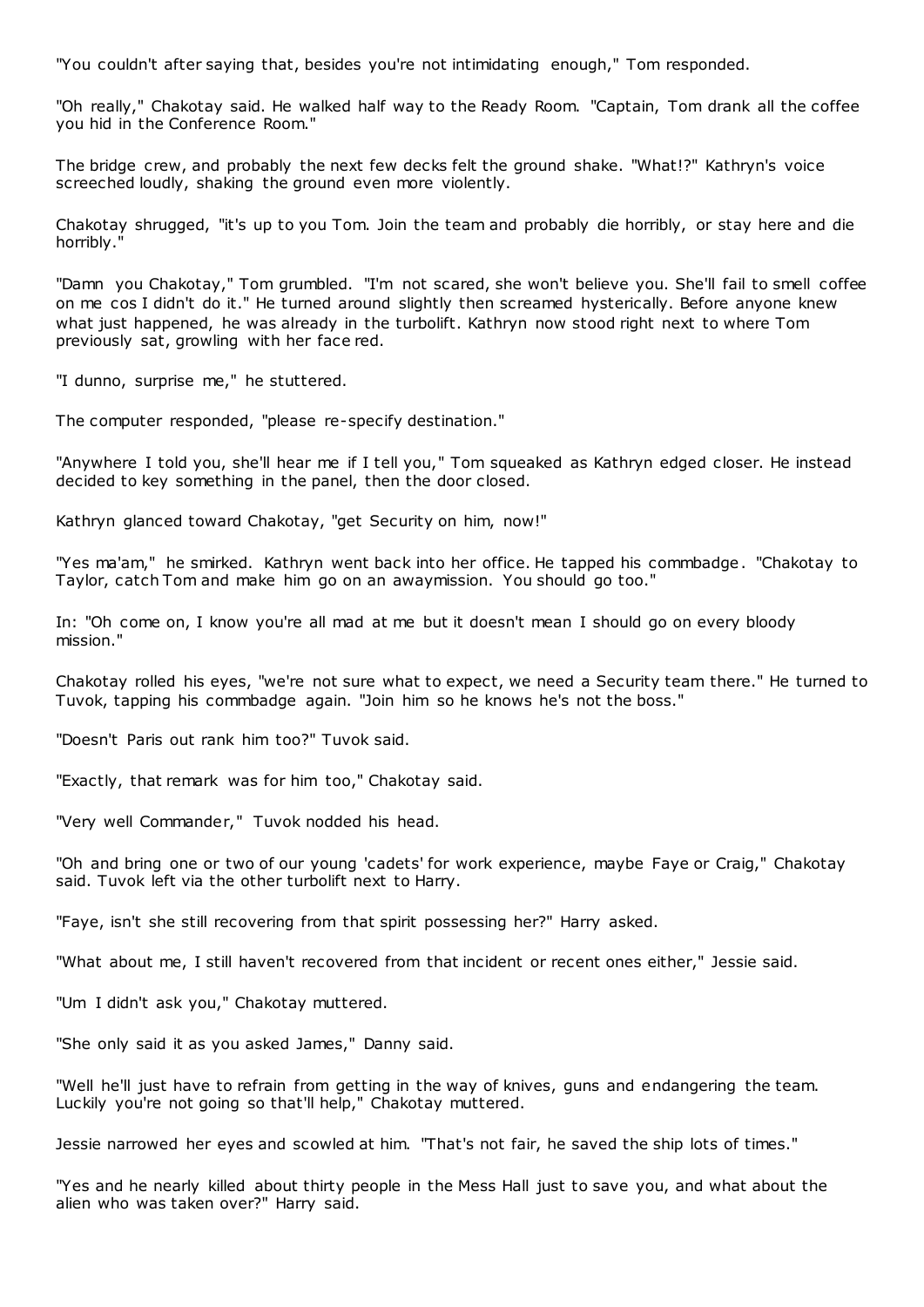"You couldn't after saying that, besides you're not intimidating enough," Tom responded.

"Oh really," Chakotay said. He walked half way to the Ready Room. "Captain, Tom drank all the coffee you hid in the Conference Room."

The bridge crew, and probably the next few decks felt the ground shake. "What!?" Kathryn's voice screeched loudly, shaking the ground even more violently.

Chakotay shrugged, "it's up to you Tom. Join the team and probably die horribly, or stay here and die horribly."

"Damn you Chakotay," Tom grumbled. "I'm not scared, she won't believe you. She'll fail to smell coffee on me cos I didn't do it." He turned around slightly then screamed hysterically. Before anyone knew what just happened, he was already in the turbolift. Kathryn now stood right next to where Tom previously sat, growling with her face red.

"I dunno, surprise me," he stuttered.

The computer responded, "please re-specify destination."

"Anywhere I told you, she'll hear me if I tell you," Tom squeaked as Kathryn edged closer. He instead decided to key something in the panel, then the door closed.

Kathryn glanced toward Chakotay, "get Security on him, now!"

"Yes ma'am," he smirked. Kathryn went back into her office. He tapped his commbadge. "Chakotay to Taylor, catch Tom and make him go on an awaymission. You should go too."

In: "Oh come on, I know you're all mad at me but it doesn't mean I should go on every bloody mission."

Chakotay rolled his eyes, "we're not sure what to expect, we need a Security team there." He turned to Tuvok, tapping his commbadge again. "Join him so he knows he's not the boss."

"Doesn't Paris out rank him too?" Tuvok said.

"Exactly, that remark was for him too," Chakotay said.

"Very well Commander," Tuvok nodded his head.

"Oh and bring one or two of our young 'cadets' for work experience, maybe Faye or Craig," Chakotay said. Tuvok left via the other turbolift next to Harry.

"Faye, isn't she still recovering from that spirit possessing her?" Harry asked.

"What about me, I still haven't recovered from that incident or recent ones either," Jessie said.

"Um I didn't ask you," Chakotay muttered.

"She only said it as you asked James," Danny said.

"Well he'll just have to refrain from getting in the way of knives, guns and endangering the team. Luckily you're not going so that'll help," Chakotay muttered.

Jessie narrowed her eyes and scowled at him. "That's not fair, he saved the ship lots of times."

"Yes and he nearly killed about thirty people in the Mess Hall just to save you, and what about the alien who was taken over?" Harry said.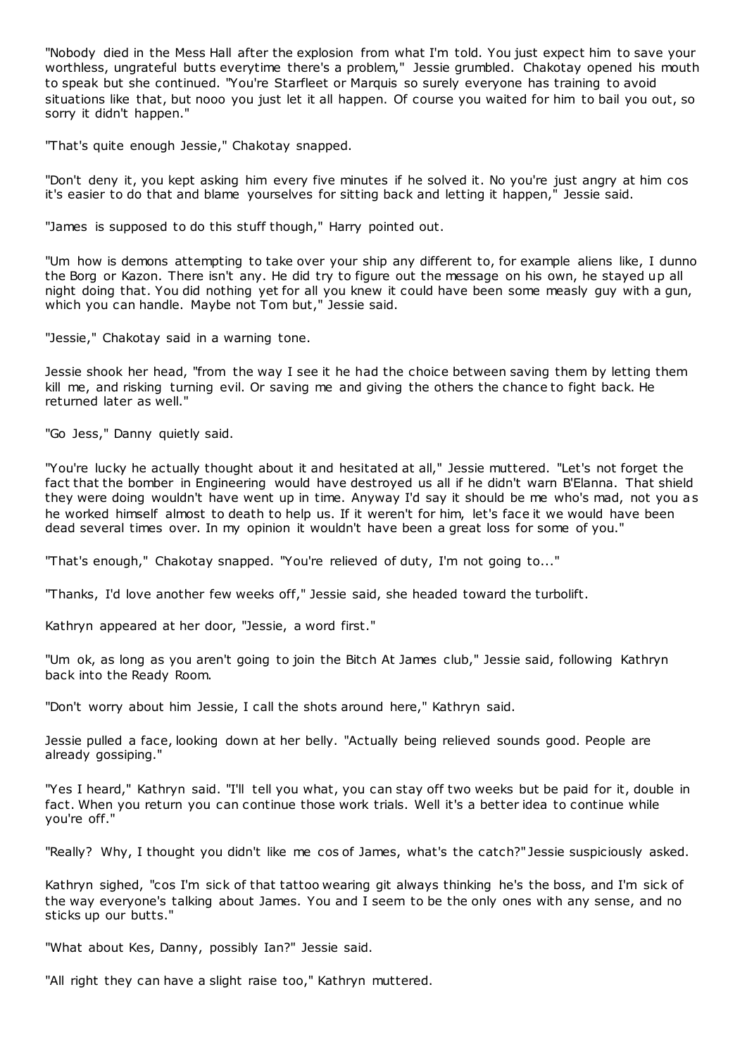"Nobody died in the Mess Hall after the explosion from what I'm told. You just expect him to save your worthless, ungrateful butts everytime there's a problem," Jessie grumbled. Chakotay opened his mouth to speak but she continued. "You're Starfleet or Marquis so surely everyone has training to avoid situations like that, but nooo you just let it all happen. Of course you waited for him to bail you out, so sorry it didn't happen."

"That's quite enough Jessie," Chakotay snapped.

"Don't deny it, you kept asking him every five minutes if he solved it. No you're just angry at him cos it's easier to do that and blame yourselves for sitting back and letting it happen," Jessie said.

"James is supposed to do this stuff though," Harry pointed out.

"Um how is demons attempting to take over your ship any different to, for example aliens like, I dunno the Borg or Kazon. There isn't any. He did try to figure out the message on his own, he stayed up all night doing that. You did nothing yet for all you knew it could have been some measly guy with a gun, which you can handle. Maybe not Tom but," Jessie said.

"Jessie," Chakotay said in a warning tone.

Jessie shook her head, "from the way I see it he had the choice between saving them by letting them kill me, and risking turning evil. Or saving me and giving the others the chance to fight back. He returned later as well."

"Go Jess," Danny quietly said.

"You're lucky he actually thought about it and hesitated at all," Jessie muttered. "Let's not forget the fact that the bomber in Engineering would have destroyed us all if he didn't warn B'Elanna. That shield they were doing wouldn't have went up in time. Anyway I'd say it should be me who's mad, not you as he worked himself almost to death to help us. If it weren't for him, let's face it we would have been dead several times over. In my opinion it wouldn't have been a great loss for some of you."

"That's enough," Chakotay snapped. "You're relieved of duty, I'm not going to..."

"Thanks, I'd love another few weeks off," Jessie said, she headed toward the turbolift.

Kathryn appeared at her door, "Jessie, a word first."

"Um ok, as long as you aren't going to join the Bitch At James club," Jessie said, following Kathryn back into the Ready Room.

"Don't worry about him Jessie, I call the shots around here," Kathryn said.

Jessie pulled a face, looking down at her belly. "Actually being relieved sounds good. People are already gossiping."

"Yes I heard," Kathryn said. "I'll tell you what, you can stay off two weeks but be paid for it, double in fact. When you return you can continue those work trials. Well it's a better idea to continue while you're off."

"Really? Why, I thought you didn't like me cos of James, what's the catch?" Jessie suspiciously asked.

Kathryn sighed, "cos I'm sick of that tattoo wearing git always thinking he's the boss, and I'm sick of the way everyone's talking about James. You and I seem to be the only ones with any sense, and no sticks up our butts."

"What about Kes, Danny, possibly Ian?" Jessie said.

"All right they can have a slight raise too," Kathryn muttered.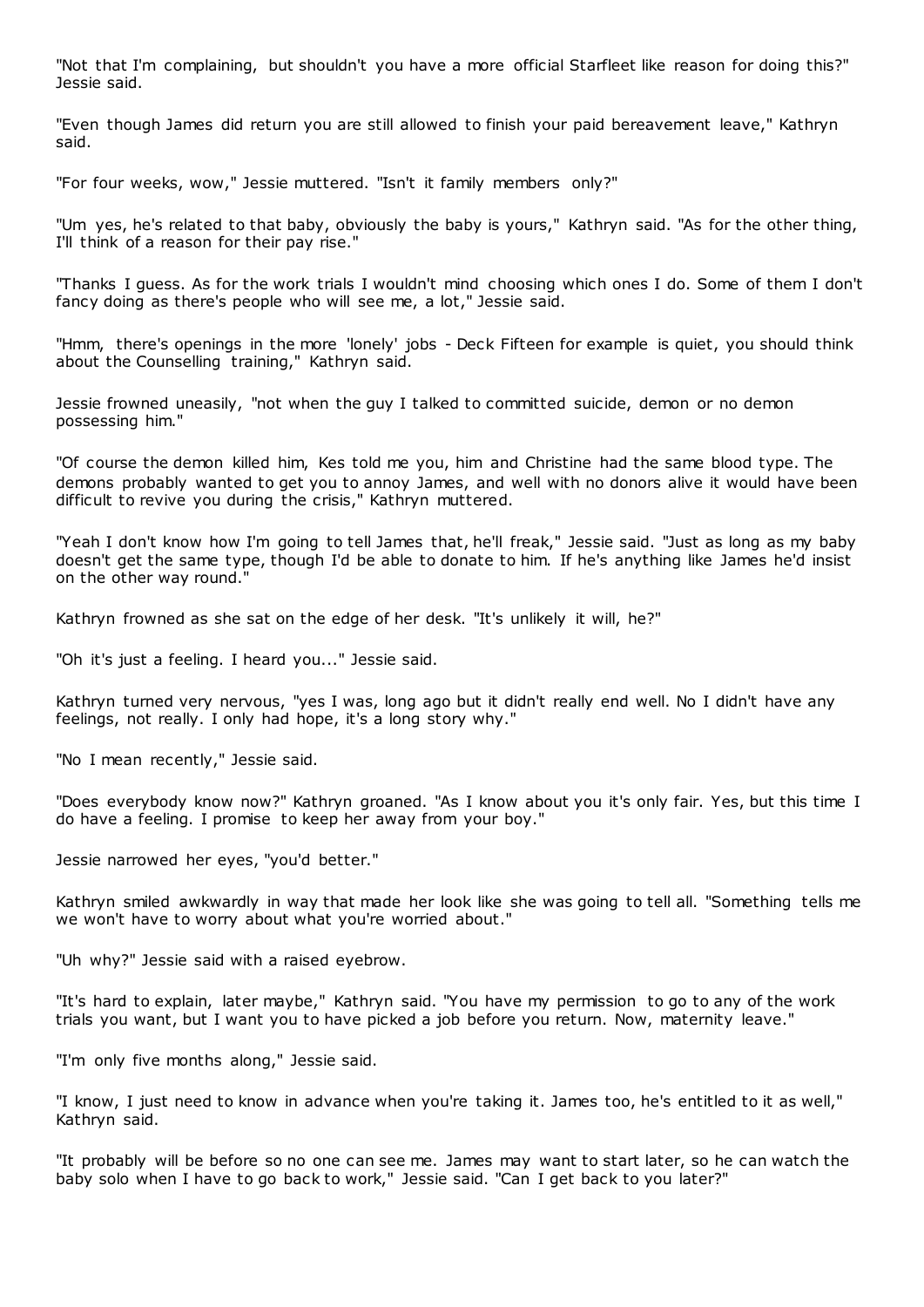"Not that I'm complaining, but shouldn't you have a more official Starfleet like reason for doing this?" Jessie said.

"Even though James did return you are still allowed to finish your paid bereavement leave," Kathryn said.

"For four weeks, wow," Jessie muttered. "Isn't it family members only?"

"Um yes, he's related to that baby, obviously the baby is yours," Kathryn said. "As for the other thing, I'll think of a reason for their pay rise."

"Thanks I guess. As for the work trials I wouldn't mind choosing which ones I do. Some of them I don't fancy doing as there's people who will see me, a lot," Jessie said.

"Hmm, there's openings in the more 'lonely' jobs - Deck Fifteen for example is quiet, you should think about the Counselling training," Kathryn said.

Jessie frowned uneasily, "not when the guy I talked to committed suicide, demon or no demon possessing him."

"Of course the demon killed him, Kes told me you, him and Christine had the same blood type. The demons probably wanted to get you to annoy James, and well with no donors alive it would have been difficult to revive you during the crisis," Kathryn muttered.

"Yeah I don't know how I'm going to tell James that, he'll freak," Jessie said. "Just as long as my baby doesn't get the same type, though I'd be able to donate to him. If he's anything like James he'd insist on the other way round."

Kathryn frowned as she sat on the edge of her desk. "It's unlikely it will, he?"

"Oh it's just a feeling. I heard you..." Jessie said.

Kathryn turned very nervous, "yes I was, long ago but it didn't really end well. No I didn't have any feelings, not really. I only had hope, it's a long story why."

"No I mean recently," Jessie said.

"Does everybody know now?" Kathryn groaned. "As I know about you it's only fair. Yes, but this time I do have a feeling. I promise to keep her away from your boy."

Jessie narrowed her eyes, "you'd better."

Kathryn smiled awkwardly in way that made her look like she was going to tell all. "Something tells me we won't have to worry about what you're worried about."

"Uh why?" Jessie said with a raised eyebrow.

"It's hard to explain, later maybe," Kathryn said. "You have my permission to go to any of the work trials you want, but I want you to have picked a job before you return. Now, maternity leave."

"I'm only five months along," Jessie said.

"I know, I just need to know in advance when you're taking it. James too, he's entitled to it as well," Kathryn said.

"It probably will be before so no one can see me. James may want to start later, so he can watch the baby solo when I have to go back to work," Jessie said. "Can I get back to you later?"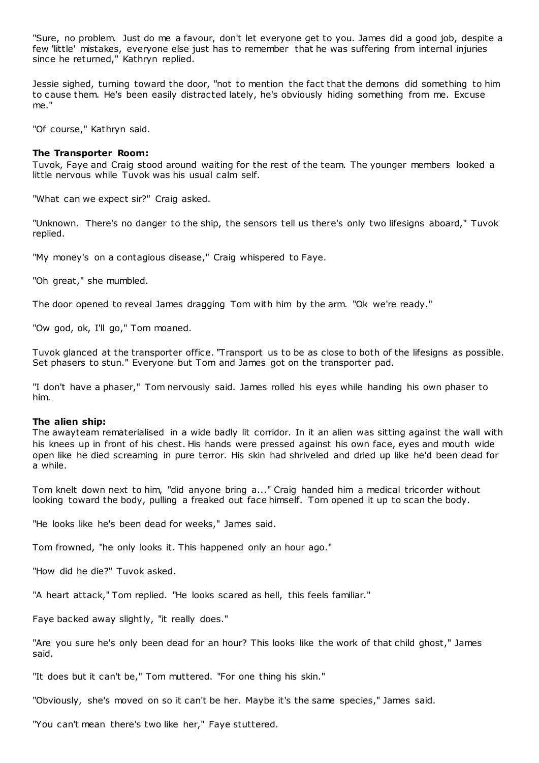"Sure, no problem. Just do me a favour, don't let everyone get to you. James did a good job, despite a few 'little' mistakes, everyone else just has to remember that he was suffering from internal injuries since he returned," Kathryn replied.

Jessie sighed, turning toward the door, "not to mention the fact that the demons did something to him to cause them. He's been easily distracted lately, he's obviously hiding something from me. Excuse me."

"Of course," Kathryn said.

**The Transporter Room:**
Tuvok, Faye and Craig stood around waiting for the rest of the team. The younger members looked a little nervous while Tuvok was his usual calm self.

"What can we expect sir?" Craig asked.

"Unknown. There's no danger to the ship, the sensors tell us there's only two lifesigns aboard," Tuvok replied.

"My money's on a contagious disease," Craig whispered to Faye.

"Oh great," she mumbled.

The door opened to reveal James dragging Tom with him by the arm. "Ok we're ready."

"Ow god, ok, I'll go," Tom moaned.

Tuvok glanced at the transporter office. "Transport us to be as close to both of the lifesigns as possible. Set phasers to stun." Everyone but Tom and James got on the transporter pad.

"I don't have a phaser," Tom nervously said. James rolled his eyes while handing his own phaser to him.

**The alien ship:**
The awayteam rematerialised in a wide badly lit corridor. In it an alien was sitting against the wall with his knees up in front of his chest. His hands were pressed against his own face, eyes and mouth wide open like he died screaming in pure terror. His skin had shriveled and dried up like he'd been dead for a while.

Tom knelt down next to him, "did anyone bring a..." Craig handed him a medical tricorder without looking toward the body, pulling a freaked out face himself. Tom opened it up to scan the body.

"He looks like he's been dead for weeks," James said.

Tom frowned, "he only looks it. This happened only an hour ago."

"How did he die?" Tuvok asked.

"A heart attack," Tom replied. "He looks scared as hell, this feels familiar."

Faye backed away slightly, "it really does."

"Are you sure he's only been dead for an hour? This looks like the work of that child ghost," James said.

"It does but it can't be," Tom muttered. "For one thing his skin."

"Obviously, she's moved on so it can't be her. Maybe it's the same species," James said.

"You can't mean there's two like her," Faye stuttered.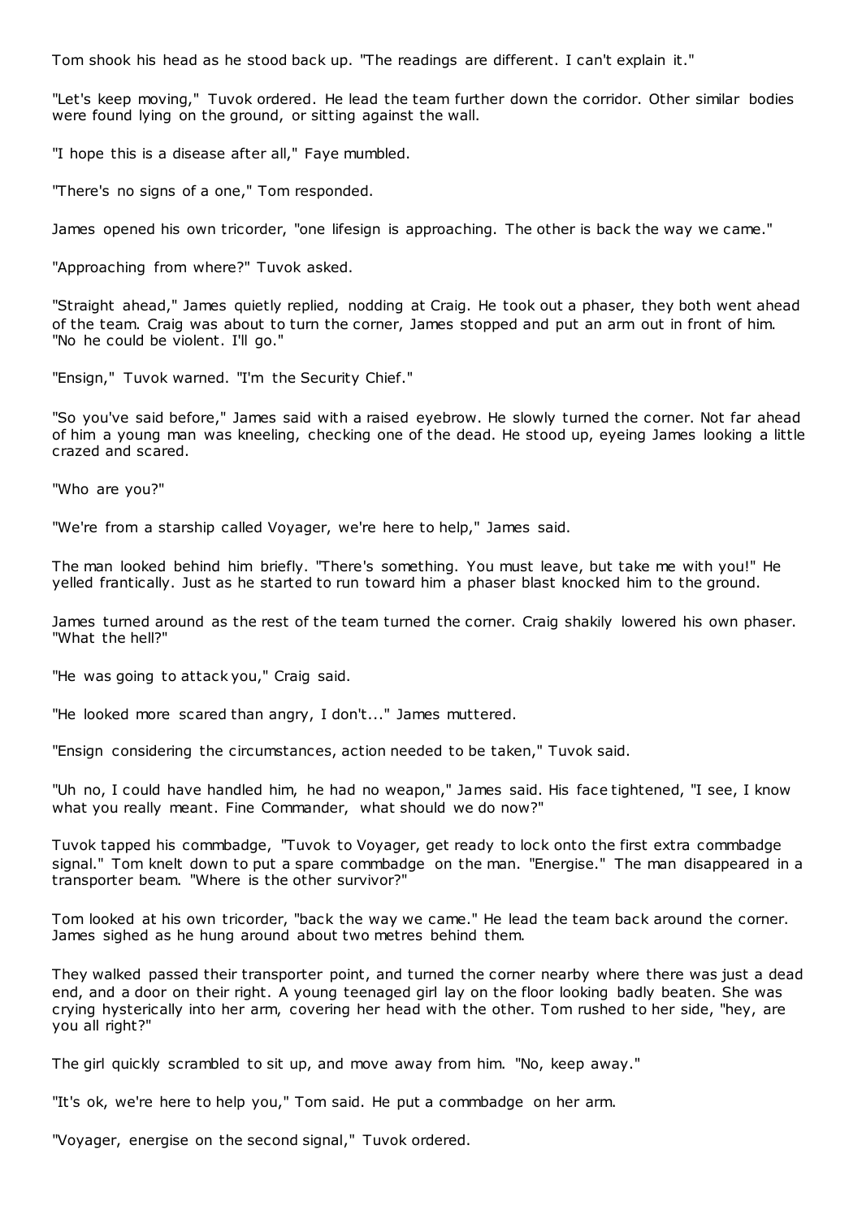Tom shook his head as he stood back up. "The readings are different. I can't explain it."

"Let's keep moving," Tuvok ordered. He lead the team further down the corridor. Other similar bodies were found lying on the ground, or sitting against the wall.

"I hope this is a disease after all," Faye mumbled.

"There's no signs of a one," Tom responded.

James opened his own tricorder, "one lifesign is approaching. The other is back the way we came."

"Approaching from where?" Tuvok asked.

"Straight ahead," James quietly replied, nodding at Craig. He took out a phaser, they both went ahead of the team. Craig was about to turn the corner, James stopped and put an arm out in front of him. "No he could be violent. I'll go."

"Ensign," Tuvok warned. "I'm the Security Chief."

"So you've said before," James said with a raised eyebrow. He slowly turned the corner. Not far ahead of him a young man was kneeling, checking one of the dead. He stood up, eyeing James looking a little crazed and scared.

"Who are you?"

"We're from a starship called Voyager, we're here to help," James said.

The man looked behind him briefly. "There's something. You must leave, but take me with you!" He yelled frantically. Just as he started to run toward him a phaser blast knocked him to the ground.

James turned around as the rest of the team turned the corner. Craig shakily lowered his own phaser. "What the hell?"

"He was going to attack you," Craig said.

"He looked more scared than angry, I don't..." James muttered.

"Ensign considering the circumstances, action needed to be taken," Tuvok said.

"Uh no, I could have handled him, he had no weapon," James said. His face tightened, "I see, I know what you really meant. Fine Commander, what should we do now?"

Tuvok tapped his commbadge, "Tuvok to Voyager, get ready to lock onto the first extra commbadge signal." Tom knelt down to put a spare commbadge on the man. "Energise." The man disappeared in a transporter beam. "Where is the other survivor?"

Tom looked at his own tricorder, "back the way we came." He lead the team back around the corner. James sighed as he hung around about two metres behind them.

They walked passed their transporter point, and turned the corner nearby where there was just a dead end, and a door on their right. A young teenaged girl lay on the floor looking badly beaten. She was crying hysterically into her arm, covering her head with the other. Tom rushed to her side, "hey, are you all right?"

The girl quickly scrambled to sit up, and move away from him. "No, keep away."

"It's ok, we're here to help you," Tom said. He put a commbadge on her arm.

"Voyager, energise on the second signal," Tuvok ordered.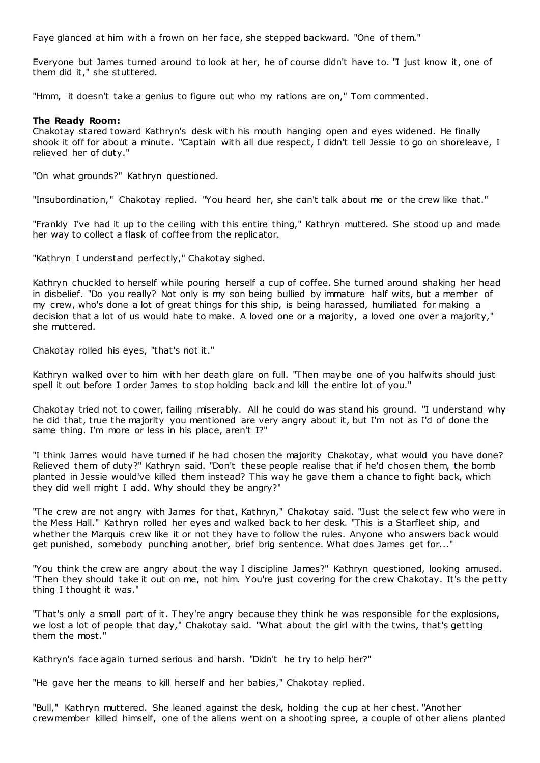Faye glanced at him with a frown on her face, she stepped backward. "One of them."

Everyone but James turned around to look at her, he of course didn't have to. "I just know it, one of them did it," she stuttered.

"Hmm, it doesn't take a genius to figure out who my rations are on," Tom commented.

**The Ready Room:**

Chakotay stared toward Kathryn's desk with his mouth hanging open and eyes widened. He finally shook it off for about a minute. "Captain with all due respect, I didn't tell Jessie to go on shoreleave, I relieved her of duty."

"On what grounds?" Kathryn questioned.

"Insubordination," Chakotay replied. "You heard her, she can't talk about me or the crew like that."

"Frankly I've had it up to the ceiling with this entire thing," Kathryn muttered. She stood up and made her way to collect a flask of coffee from the replicator.

"Kathryn I understand perfectly," Chakotay sighed.

Kathryn chuckled to herself while pouring herself a cup of coffee. She turned around shaking her head in disbelief. "Do you really? Not only is my son being bullied by immature half wits, but a member of my crew, who's done a lot of great things for this ship, is being harassed, humiliated for making a decision that a lot of us would hate to make. A loved one or a majority, a loved one over a majority," she muttered.

Chakotay rolled his eyes, "that's not it."

Kathryn walked over to him with her death glare on full. "Then maybe one of you halfwits should just spell it out before I order James to stop holding back and kill the entire lot of you."

Chakotay tried not to cower, failing miserably. All he could do was stand his ground. "I understand why he did that, true the majority you mentioned are very angry about it, but I'm not as I'd of done the same thing. I'm more or less in his place, aren't I?"

"I think James would have turned if he had chosen the majority Chakotay, what would you have done? Relieved them of duty?" Kathryn said. "Don't these people realise that if he'd chosen them, the bomb planted in Jessie would've killed them instead? This way he gave them a chance to fight back, which they did well might I add. Why should they be angry?"

"The crew are not angry with James for that, Kathryn," Chakotay said. "Just the select few who were in the Mess Hall." Kathryn rolled her eyes and walked back to her desk. "This is a Starfleet ship, and whether the Marquis crew like it or not they have to follow the rules. Anyone who answers back would get punished, somebody punching another, brief brig sentence. What does James get for..."

"You think the crew are angry about the way I discipline James?" Kathryn questioned, looking amused. "Then they should take it out on me, not him. You're just covering for the crew Chakotay. It's the petty thing I thought it was."

"That's only a small part of it. They're angry because they think he was responsible for the explosions, we lost a lot of people that day," Chakotay said. "What about the girl with the twins, that's getting them the most."

Kathryn's face again turned serious and harsh. "Didn't he try to help her?"

"He gave her the means to kill herself and her babies," Chakotay replied.

"Bull," Kathryn muttered. She leaned against the desk, holding the cup at her chest. "Another crewmember killed himself, one of the aliens went on a shooting spree, a couple of other aliens planted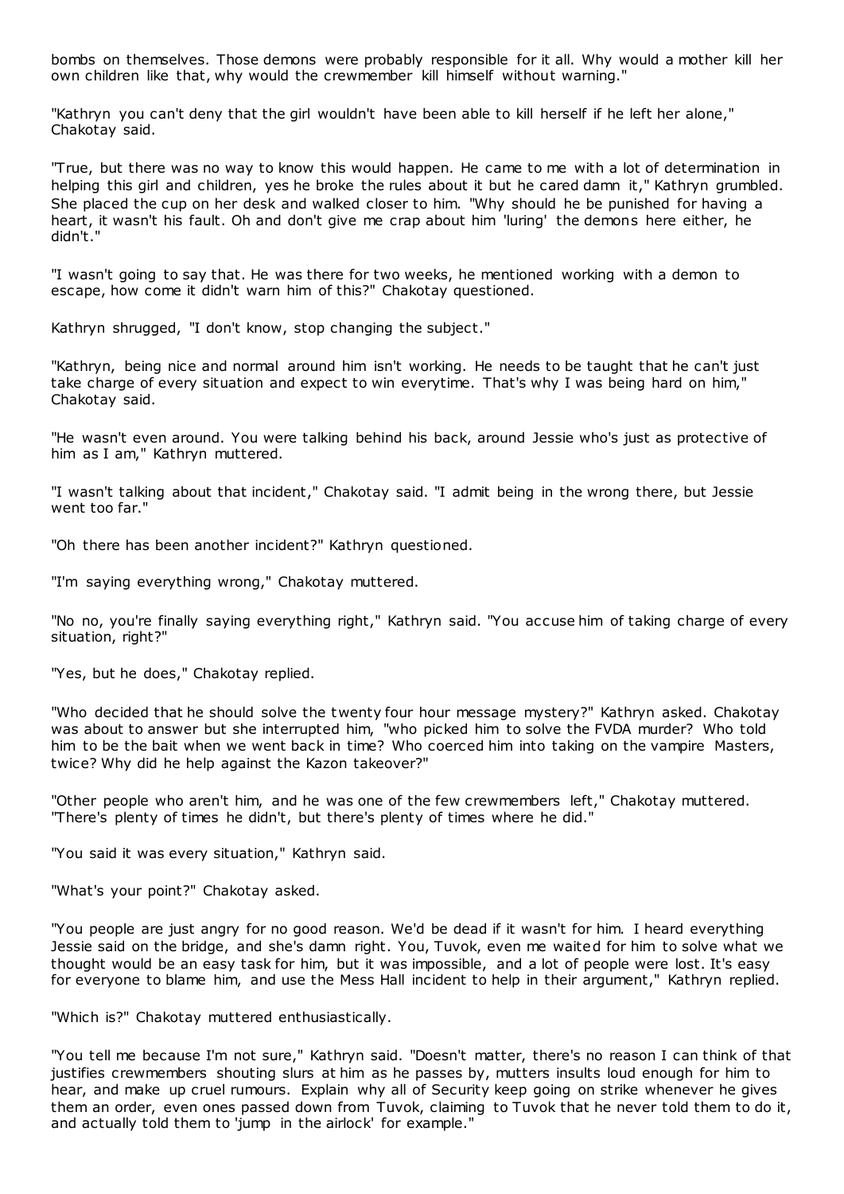bombs on themselves. Those demons were probably responsible for it all. Why would a mother kill her own children like that, why would the crewmember kill himself without warning."

"Kathryn you can't deny that the girl wouldn't have been able to kill herself if he left her alone," Chakotay said.

"True, but there was no way to know this would happen. He came to me with a lot of determination in helping this girl and children, yes he broke the rules about it but he cared damn it," Kathryn grumbled. She placed the cup on her desk and walked closer to him. "Why should he be punished for having a heart, it wasn't his fault. Oh and don't give me crap about him 'luring' the demons here either, he didn't."

"I wasn't going to say that. He was there for two weeks, he mentioned working with a demon to escape, how come it didn't warn him of this?" Chakotay questioned.

Kathryn shrugged, "I don't know, stop changing the subject."

"Kathryn, being nice and normal around him isn't working. He needs to be taught that he can't just take charge of every situation and expect to win everytime. That's why I was being hard on him," Chakotay said.

"He wasn't even around. You were talking behind his back, around Jessie who's just as protective of him as I am," Kathryn muttered.

"I wasn't talking about that incident," Chakotay said. "I admit being in the wrong there, but Jessie went too far."

"Oh there has been another incident?" Kathryn questioned.

"I'm saying everything wrong," Chakotay muttered.

"No no, you're finally saying everything right," Kathryn said. "You accuse him of taking charge of every situation, right?"

"Yes, but he does," Chakotay replied.

"Who decided that he should solve the twenty four hour message mystery?" Kathryn asked. Chakotay was about to answer but she interrupted him, "who picked him to solve the FVDA murder? Who told him to be the bait when we went back in time? Who coerced him into taking on the vampire Masters, twice? Why did he help against the Kazon takeover?"

"Other people who aren't him, and he was one of the few crewmembers left," Chakotay muttered. "There's plenty of times he didn't, but there's plenty of times where he did."

"You said it was every situation," Kathryn said.

"What's your point?" Chakotay asked.

"You people are just angry for no good reason. We'd be dead if it wasn't for him. I heard everything Jessie said on the bridge, and she's damn right. You, Tuvok, even me waited for him to solve what we thought would be an easy task for him, but it was impossible, and a lot of people were lost. It's easy for everyone to blame him, and use the Mess Hall incident to help in their argument," Kathryn replied.

"Which is?" Chakotay muttered enthusiastically.

"You tell me because I'm not sure," Kathryn said. "Doesn't matter, there's no reason I can think of that justifies crewmembers shouting slurs at him as he passes by, mutters insults loud enough for him to hear, and make up cruel rumours. Explain why all of Security keep going on strike whenever he gives them an order, even ones passed down from Tuvok, claiming to Tuvok that he never told them to do it, and actually told them to 'jump in the airlock' for example."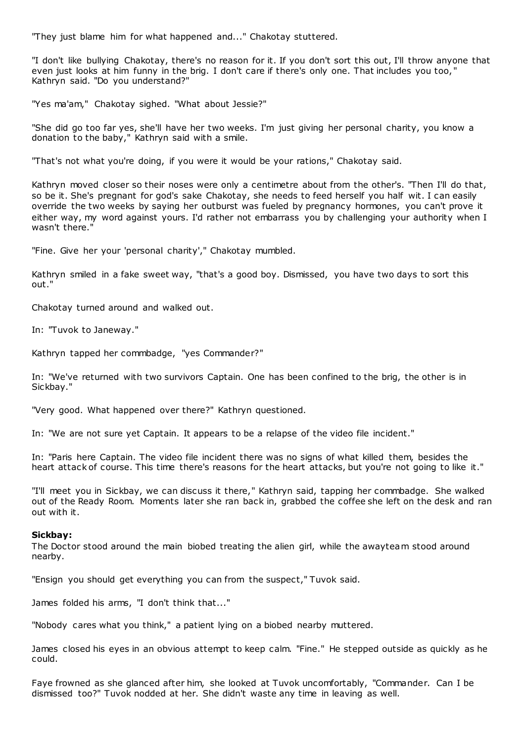"They just blame him for what happened and..." Chakotay stuttered.

"I don't like bullying Chakotay, there's no reason for it. If you don't sort this out, I'll throw anyone that even just looks at him funny in the brig. I don't care if there's only one. That includes you too," Kathryn said. "Do you understand?"

"Yes ma'am," Chakotay sighed. "What about Jessie?"

"She did go too far yes, she'll have her two weeks. I'm just giving her personal charity, you know a donation to the baby," Kathryn said with a smile.

"That's not what you're doing, if you were it would be your rations," Chakotay said.

Kathryn moved closer so their noses were only a centimetre about from the other's. "Then I'll do that, so be it. She's pregnant for god's sake Chakotay, she needs to feed herself you half wit. I can easily override the two weeks by saying her outburst was fueled by pregnancy hormones, you can't prove it either way, my word against yours. I'd rather not embarrass you by challenging your authority when I wasn't there."

"Fine. Give her your 'personal charity'," Chakotay mumbled.

Kathryn smiled in a fake sweet way, "that's a good boy. Dismissed, you have two days to sort this out."

Chakotay turned around and walked out.

In: "Tuvok to Janeway."

Kathryn tapped her commbadge, "yes Commander?"

In: "We've returned with two survivors Captain. One has been confined to the brig, the other is in Sickbay."

"Very good. What happened over there?" Kathryn questioned.

In: "We are not sure yet Captain. It appears to be a relapse of the video file incident."

In: "Paris here Captain. The video file incident there was no signs of what killed them, besides the heart attack of course. This time there's reasons for the heart attacks, but you're not going to like it."

"I'll meet you in Sickbay, we can discuss it there," Kathryn said, tapping her commbadge. She walked out of the Ready Room. Moments later she ran back in, grabbed the coffee she left on the desk and ran out with it.

**Sickbay:**
The Doctor stood around the main biobed treating the alien girl, while the awayteam stood around nearby.

"Ensign you should get everything you can from the suspect," Tuvok said.

James folded his arms, "I don't think that..."

"Nobody cares what you think," a patient lying on a biobed nearby muttered.

James closed his eyes in an obvious attempt to keep calm. "Fine." He stepped outside as quickly as he could.

Faye frowned as she glanced after him, she looked at Tuvok uncomfortably, "Commander. Can I be dismissed too?" Tuvok nodded at her. She didn't waste any time in leaving as well.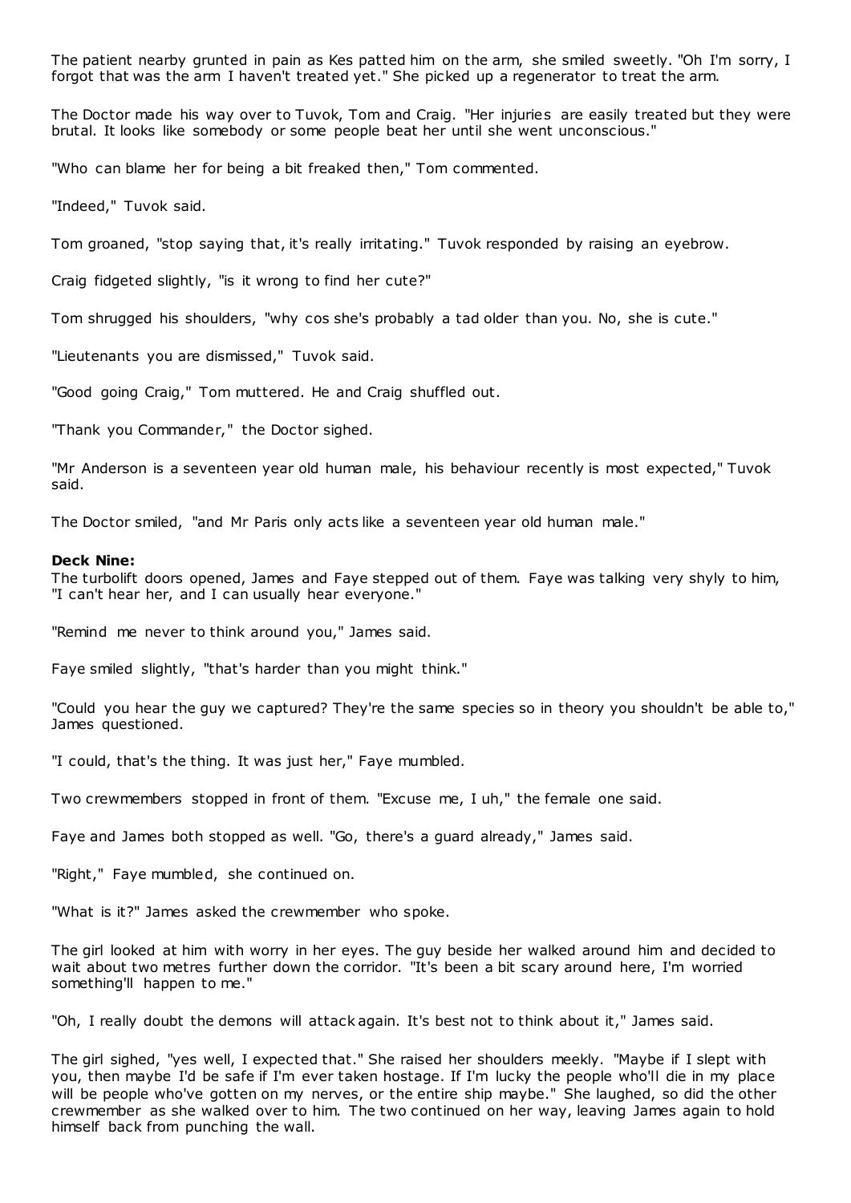The patient nearby grunted in pain as Kes patted him on the arm, she smiled sweetly. "Oh I'm sorry, I forgot that was the arm I haven't treated yet." She picked up a regenerator to treat the arm.

The Doctor made his way over to Tuvok, Tom and Craig. "Her injuries are easily treated but they were brutal. It looks like somebody or some people beat her until she went unconscious."

"Who can blame her for being a bit freaked then," Tom commented.

"Indeed," Tuvok said.

Tom groaned, "stop saying that, it's really irritating." Tuvok responded by raising an eyebrow.

Craig fidgeted slightly, "is it wrong to find her cute?"

Tom shrugged his shoulders, "why cos she's probably a tad older than you. No, she is cute."

"Lieutenants you are dismissed," Tuvok said.

"Good going Craig," Tom muttered. He and Craig shuffled out.

"Thank you Commander," the Doctor sighed.

"Mr Anderson is a seventeen year old human male, his behaviour recently is most expected," Tuvok said.

The Doctor smiled, "and Mr Paris only acts like a seventeen year old human male."

**Deck Nine:**
The turbolift doors opened, James and Faye stepped out of them. Faye was talking very shyly to him, "I can't hear her, and I can usually hear everyone."

"Remind me never to think around you," James said.

Faye smiled slightly, "that's harder than you might think."

"Could you hear the guy we captured? They're the same species so in theory you shouldn't be able to," James questioned.

"I could, that's the thing. It was just her," Faye mumbled.

Two crewmembers stopped in front of them. "Excuse me, I uh," the female one said.

Faye and James both stopped as well. "Go, there's a guard already," James said.

"Right," Faye mumbled, she continued on.

"What is it?" James asked the crewmember who spoke.

The girl looked at him with worry in her eyes. The guy beside her walked around him and decided to wait about two metres further down the corridor. "It's been a bit scary around here, I'm worried something'll happen to me."

"Oh, I really doubt the demons will attack again. It's best not to think about it," James said.

The girl sighed, "yes well, I expected that." She raised her shoulders meekly. "Maybe if I slept with you, then maybe I'd be safe if I'm ever taken hostage. If I'm lucky the people who'll die in my place will be people who've gotten on my nerves, or the entire ship maybe." She laughed, so did the other crewmember as she walked over to him. The two continued on her way, leaving James again to hold himself back from punching the wall.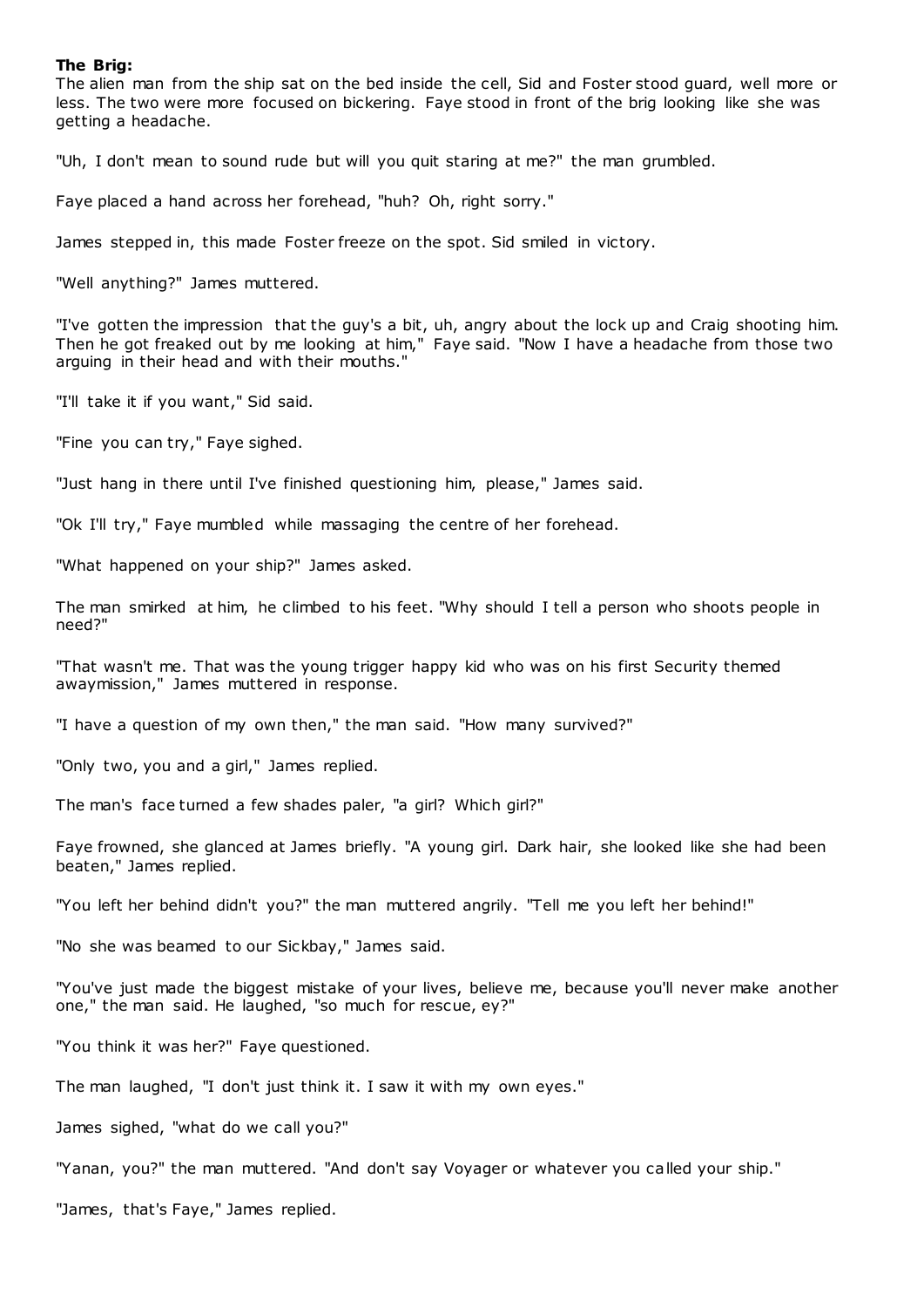**The Brig:**

The alien man from the ship sat on the bed inside the cell, Sid and Foster stood guard, well more or less. The two were more focused on bickering. Faye stood in front of the brig looking like she was getting a headache.

"Uh, I don't mean to sound rude but will you quit staring at me?" the man grumbled.

Faye placed a hand across her forehead, "huh? Oh, right sorry."

James stepped in, this made Foster freeze on the spot. Sid smiled in victory.

"Well anything?" James muttered.

"I've gotten the impression that the guy's a bit, uh, angry about the lock up and Craig shooting him. Then he got freaked out by me looking at him," Faye said. "Now I have a headache from those two arguing in their head and with their mouths."

"I'll take it if you want," Sid said.

"Fine you can try," Faye sighed.

"Just hang in there until I've finished questioning him, please," James said.

"Ok I'll try," Faye mumbled while massaging the centre of her forehead.

"What happened on your ship?" James asked.

The man smirked at him, he climbed to his feet. "Why should I tell a person who shoots people in need?"

"That wasn't me. That was the young trigger happy kid who was on his first Security themed awaymission," James muttered in response.

"I have a question of my own then," the man said. "How many survived?"

"Only two, you and a girl," James replied.

The man's face turned a few shades paler, "a girl? Which girl?"

Faye frowned, she glanced at James briefly. "A young girl. Dark hair, she looked like she had been beaten," James replied.

"You left her behind didn't you?" the man muttered angrily. "Tell me you left her behind!"

"No she was beamed to our Sickbay," James said.

"You've just made the biggest mistake of your lives, believe me, because you'll never make another one," the man said. He laughed, "so much for rescue, ey?"

"You think it was her?" Faye questioned.

The man laughed, "I don't just think it. I saw it with my own eyes."

James sighed, "what do we call you?"

"Yanan, you?" the man muttered. "And don't say Voyager or whatever you called your ship."

"James, that's Faye," James replied.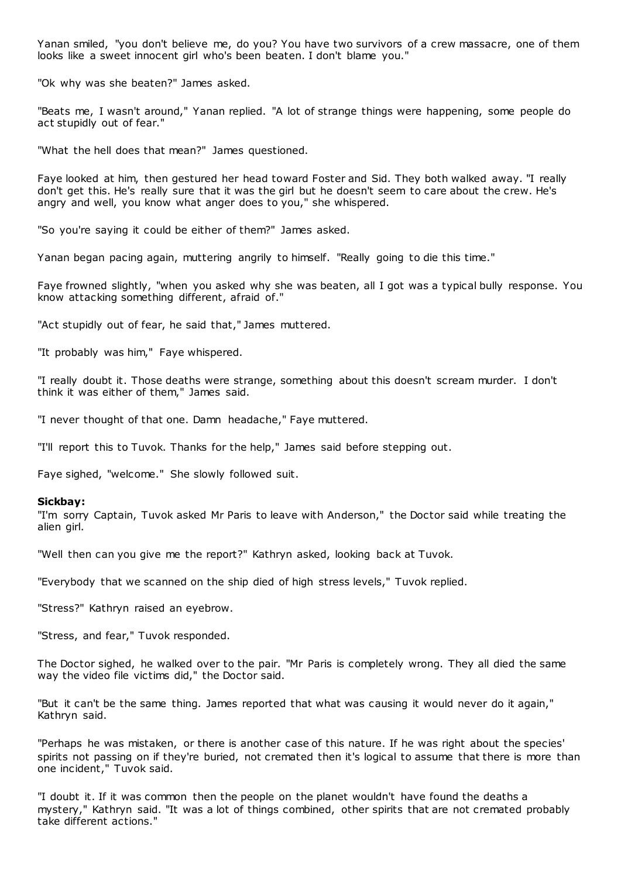Yanan smiled, "you don't believe me, do you? You have two survivors of a crew massacre, one of them looks like a sweet innocent girl who's been beaten. I don't blame you."

"Ok why was she beaten?" James asked.

"Beats me, I wasn't around," Yanan replied. "A lot of strange things were happening, some people do act stupidly out of fear."

"What the hell does that mean?" James questioned.

Faye looked at him, then gestured her head toward Foster and Sid. They both walked away. "I really don't get this. He's really sure that it was the girl but he doesn't seem to care about the crew. He's angry and well, you know what anger does to you," she whispered.

"So you're saying it could be either of them?" James asked.

Yanan began pacing again, muttering angrily to himself. "Really going to die this time."

Faye frowned slightly, "when you asked why she was beaten, all I got was a typical bully response. You know attacking something different, afraid of."

"Act stupidly out of fear, he said that," James muttered.

"It probably was him," Faye whispered.

"I really doubt it. Those deaths were strange, something about this doesn't scream murder. I don't think it was either of them," James said.

"I never thought of that one. Damn headache," Faye muttered.

"I'll report this to Tuvok. Thanks for the help," James said before stepping out.

Faye sighed, "welcome." She slowly followed suit.

**Sickbay:**

"I'm sorry Captain, Tuvok asked Mr Paris to leave with Anderson," the Doctor said while treating the alien girl.

"Well then can you give me the report?" Kathryn asked, looking back at Tuvok.

"Everybody that we scanned on the ship died of high stress levels," Tuvok replied.

"Stress?" Kathryn raised an eyebrow.

"Stress, and fear," Tuvok responded.

The Doctor sighed, he walked over to the pair. "Mr Paris is completely wrong. They all died the same way the video file victims did," the Doctor said.

"But it can't be the same thing. James reported that what was causing it would never do it again," Kathryn said.

"Perhaps he was mistaken, or there is another case of this nature. If he was right about the species' spirits not passing on if they're buried, not cremated then it's logical to assume that there is more than one incident," Tuvok said.

"I doubt it. If it was common then the people on the planet wouldn't have found the deaths a mystery," Kathryn said. "It was a lot of things combined, other spirits that are not cremated probably take different actions."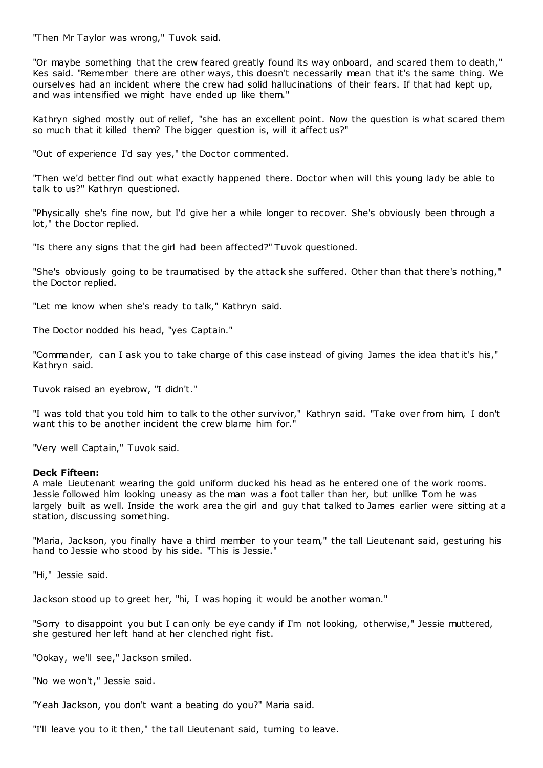"Then Mr Taylor was wrong," Tuvok said.

"Or maybe something that the crew feared greatly found its way onboard, and scared them to death," Kes said. "Remember there are other ways, this doesn't necessarily mean that it's the same thing. We ourselves had an incident where the crew had solid hallucinations of their fears. If that had kept up, and was intensified we might have ended up like them."

Kathryn sighed mostly out of relief, "she has an excellent point. Now the question is what scared them so much that it killed them? The bigger question is, will it affect us?"

"Out of experience I'd say yes," the Doctor commented.

"Then we'd better find out what exactly happened there. Doctor when will this young lady be able to talk to us?" Kathryn questioned.

"Physically she's fine now, but I'd give her a while longer to recover. She's obviously been through a lot," the Doctor replied.

"Is there any signs that the girl had been affected?" Tuvok questioned.

"She's obviously going to be traumatised by the attack she suffered. Other than that there's nothing," the Doctor replied.

"Let me know when she's ready to talk," Kathryn said.

The Doctor nodded his head, "yes Captain."

"Commander, can I ask you to take charge of this case instead of giving James the idea that it's his," Kathryn said.

Tuvok raised an eyebrow, "I didn't."

"I was told that you told him to talk to the other survivor," Kathryn said. "Take over from him, I don't want this to be another incident the crew blame him for."

"Very well Captain," Tuvok said.

**Deck Fifteen:**
A male Lieutenant wearing the gold uniform ducked his head as he entered one of the work rooms. Jessie followed him looking uneasy as the man was a foot taller than her, but unlike Tom he was largely built as well. Inside the work area the girl and guy that talked to James earlier were sitting at a station, discussing something.

"Maria, Jackson, you finally have a third member to your team," the tall Lieutenant said, gesturing his hand to Jessie who stood by his side. "This is Jessie."

"Hi," Jessie said.

Jackson stood up to greet her, "hi, I was hoping it would be another woman."

"Sorry to disappoint you but I can only be eye candy if I'm not looking, otherwise," Jessie muttered, she gestured her left hand at her clenched right fist.

"Ookay, we'll see," Jackson smiled.

"No we won't," Jessie said.

"Yeah Jackson, you don't want a beating do you?" Maria said.

"I'll leave you to it then," the tall Lieutenant said, turning to leave.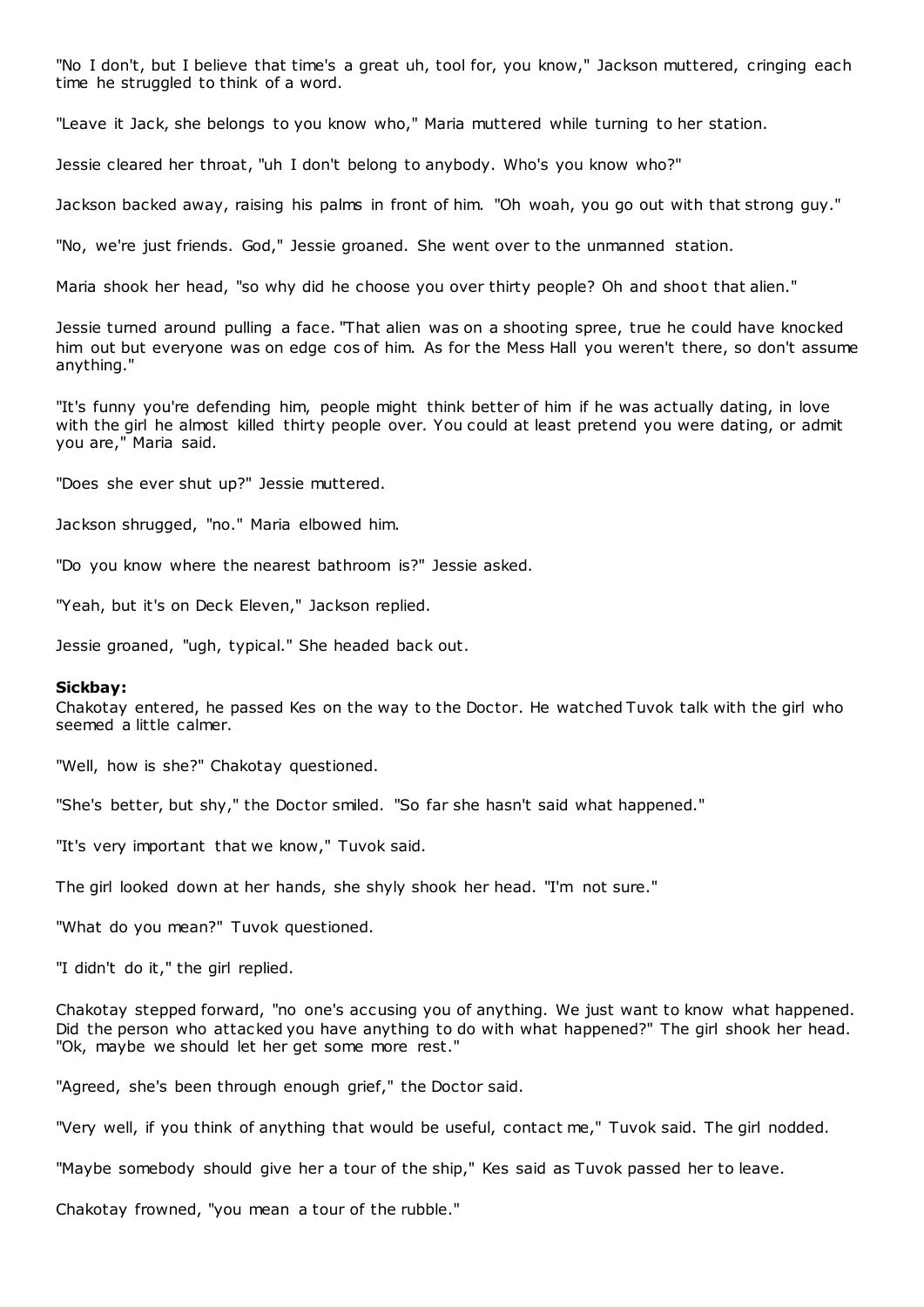"No I don't, but I believe that time's a great uh, tool for, you know," Jackson muttered, cringing each time he struggled to think of a word.

"Leave it Jack, she belongs to you know who," Maria muttered while turning to her station.

Jessie cleared her throat, "uh I don't belong to anybody. Who's you know who?"

Jackson backed away, raising his palms in front of him. "Oh woah, you go out with that strong guy."

"No, we're just friends. God," Jessie groaned. She went over to the unmanned station.

Maria shook her head, "so why did he choose you over thirty people? Oh and shoot that alien."

Jessie turned around pulling a face. "That alien was on a shooting spree, true he could have knocked him out but everyone was on edge cos of him. As for the Mess Hall you weren't there, so don't assume anything."

"It's funny you're defending him, people might think better of him if he was actually dating, in love with the girl he almost killed thirty people over. You could at least pretend you were dating, or admit you are," Maria said.

"Does she ever shut up?" Jessie muttered.

Jackson shrugged, "no." Maria elbowed him.

"Do you know where the nearest bathroom is?" Jessie asked.

"Yeah, but it's on Deck Eleven," Jackson replied.

Jessie groaned, "ugh, typical." She headed back out.

**Sickbay:**
Chakotay entered, he passed Kes on the way to the Doctor. He watched Tuvok talk with the girl who seemed a little calmer.

"Well, how is she?" Chakotay questioned.

"She's better, but shy," the Doctor smiled. "So far she hasn't said what happened."

"It's very important that we know," Tuvok said.

The girl looked down at her hands, she shyly shook her head. "I'm not sure."

"What do you mean?" Tuvok questioned.

"I didn't do it," the girl replied.

Chakotay stepped forward, "no one's accusing you of anything. We just want to know what happened. Did the person who attacked you have anything to do with what happened?" The girl shook her head. "Ok, maybe we should let her get some more rest."

"Agreed, she's been through enough grief," the Doctor said.

"Very well, if you think of anything that would be useful, contact me," Tuvok said. The girl nodded.

"Maybe somebody should give her a tour of the ship," Kes said as Tuvok passed her to leave.

Chakotay frowned, "you mean a tour of the rubble."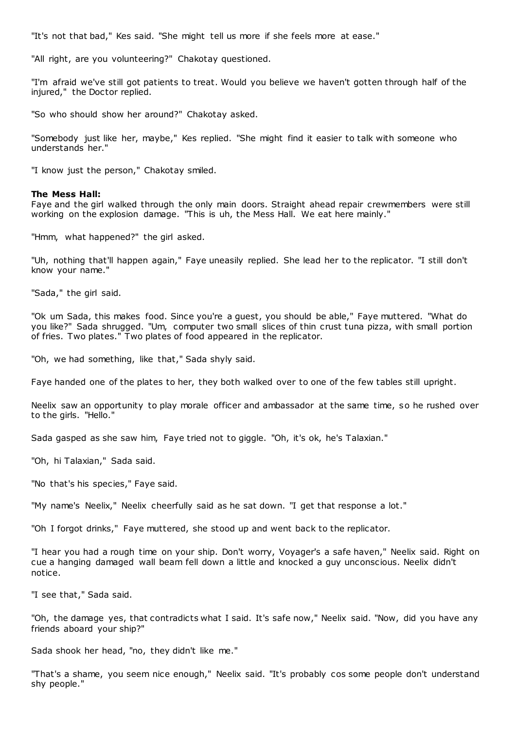"It's not that bad," Kes said. "She might tell us more if she feels more at ease."

"All right, are you volunteering?" Chakotay questioned.

"I'm afraid we've still got patients to treat. Would you believe we haven't gotten through half of the injured," the Doctor replied.

"So who should show her around?" Chakotay asked.

"Somebody just like her, maybe," Kes replied. "She might find it easier to talk with someone who understands her."

"I know just the person," Chakotay smiled.

**The Mess Hall:**
Faye and the girl walked through the only main doors. Straight ahead repair crewmembers were still working on the explosion damage. "This is uh, the Mess Hall. We eat here mainly."

"Hmm, what happened?" the girl asked.

"Uh, nothing that'll happen again," Faye uneasily replied. She lead her to the replicator. "I still don't know your name."

"Sada," the girl said.

"Ok um Sada, this makes food. Since you're a guest, you should be able," Faye muttered. "What do you like?" Sada shrugged. "Um, computer two small slices of thin crust tuna pizza, with small portion of fries. Two plates." Two plates of food appeared in the replicator.

"Oh, we had something, like that," Sada shyly said.

Faye handed one of the plates to her, they both walked over to one of the few tables still upright.

Neelix saw an opportunity to play morale officer and ambassador at the same time, so he rushed over to the girls. "Hello."

Sada gasped as she saw him, Faye tried not to giggle. "Oh, it's ok, he's Talaxian."

"Oh, hi Talaxian," Sada said.

"No that's his species," Faye said.

"My name's Neelix," Neelix cheerfully said as he sat down. "I get that response a lot."

"Oh I forgot drinks," Faye muttered, she stood up and went back to the replicator.

"I hear you had a rough time on your ship. Don't worry, Voyager's a safe haven," Neelix said. Right on cue a hanging damaged wall beam fell down a little and knocked a guy unconscious. Neelix didn't notice.

"I see that," Sada said.

"Oh, the damage yes, that contradicts what I said. It's safe now," Neelix said. "Now, did you have any friends aboard your ship?"

Sada shook her head, "no, they didn't like me."

"That's a shame, you seem nice enough," Neelix said. "It's probably cos some people don't understand shy people."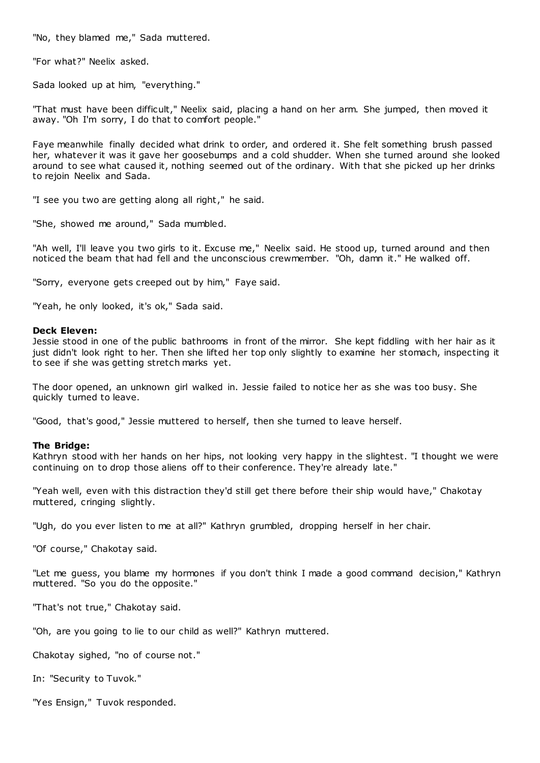"No, they blamed me," Sada muttered.

"For what?" Neelix asked.

Sada looked up at him, "everything."

"That must have been difficult," Neelix said, placing a hand on her arm. She jumped, then moved it away. "Oh I'm sorry, I do that to comfort people."

Faye meanwhile finally decided what drink to order, and ordered it. She felt something brush passed her, whatever it was it gave her goosebumps and a cold shudder. When she turned around she looked around to see what caused it, nothing seemed out of the ordinary. With that she picked up her drinks to rejoin Neelix and Sada.

"I see you two are getting along all right," he said.

"She, showed me around," Sada mumbled.

"Ah well, I'll leave you two girls to it. Excuse me," Neelix said. He stood up, turned around and then noticed the beam that had fell and the unconscious crewmember. "Oh, damn it." He walked off.

"Sorry, everyone gets creeped out by him," Faye said.

"Yeah, he only looked, it's ok," Sada said.

**Deck Eleven:**
Jessie stood in one of the public bathrooms in front of the mirror. She kept fiddling with her hair as it just didn't look right to her. Then she lifted her top only slightly to examine her stomach, inspecting it to see if she was getting stretch marks yet.

The door opened, an unknown girl walked in. Jessie failed to notice her as she was too busy. She quickly turned to leave.

"Good, that's good," Jessie muttered to herself, then she turned to leave herself.

**The Bridge:**
Kathryn stood with her hands on her hips, not looking very happy in the slightest. "I thought we were continuing on to drop those aliens off to their conference. They're already late."

"Yeah well, even with this distraction they'd still get there before their ship would have," Chakotay muttered, cringing slightly.

"Ugh, do you ever listen to me at all?" Kathryn grumbled, dropping herself in her chair.

"Of course," Chakotay said.

"Let me guess, you blame my hormones if you don't think I made a good command decision," Kathryn muttered. "So you do the opposite."

"That's not true," Chakotay said.

"Oh, are you going to lie to our child as well?" Kathryn muttered.

Chakotay sighed, "no of course not."

In: "Security to Tuvok."

"Yes Ensign," Tuvok responded.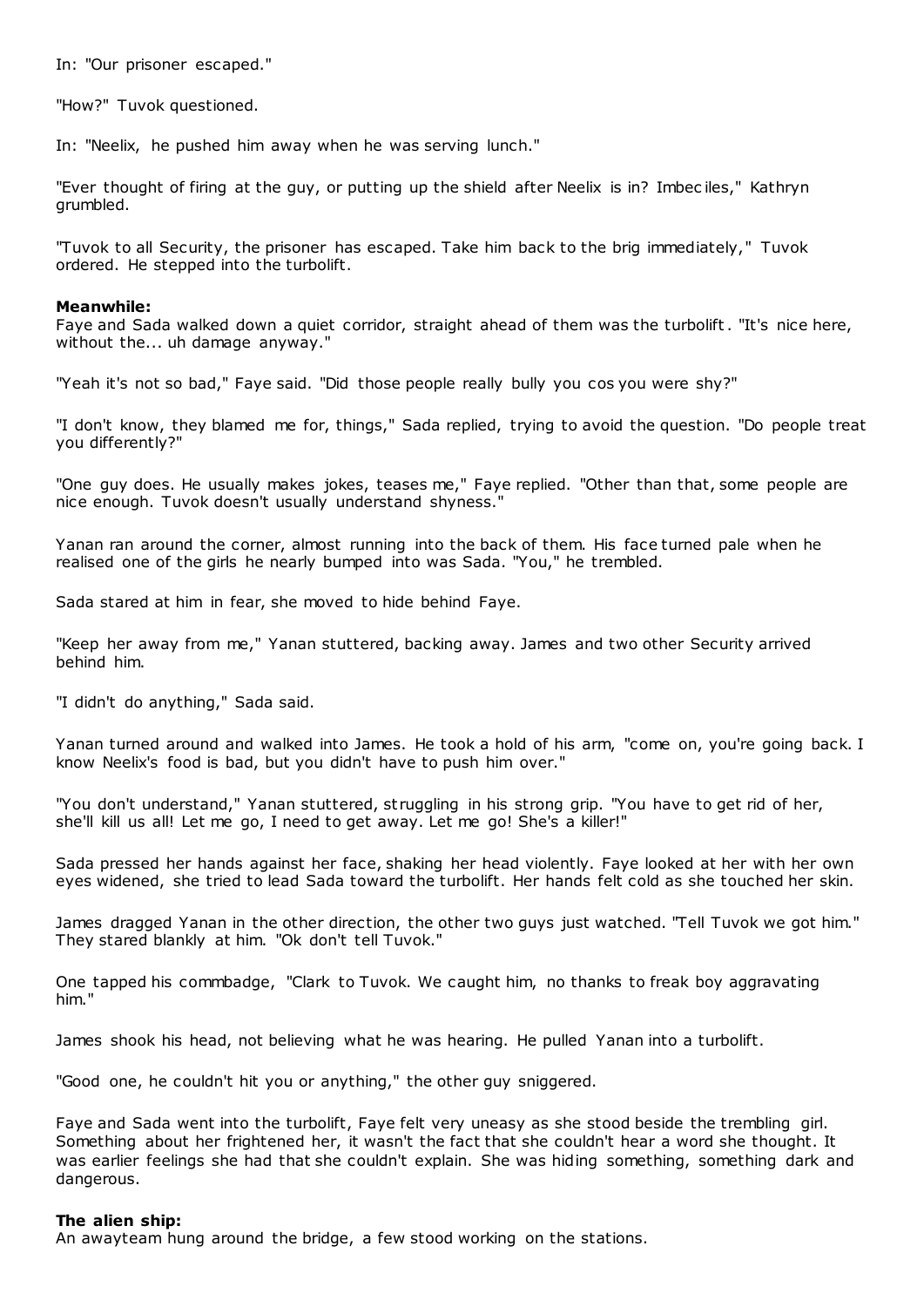In: "Our prisoner escaped."

"How?" Tuvok questioned.

In: "Neelix, he pushed him away when he was serving lunch."

"Ever thought of firing at the guy, or putting up the shield after Neelix is in? Imbeciles," Kathryn grumbled.

"Tuvok to all Security, the prisoner has escaped. Take him back to the brig immediately," Tuvok ordered. He stepped into the turbolift.

**Meanwhile:**
Faye and Sada walked down a quiet corridor, straight ahead of them was the turbolift. "It's nice here, without the... uh damage anyway."

"Yeah it's not so bad," Faye said. "Did those people really bully you cos you were shy?"

"I don't know, they blamed me for, things," Sada replied, trying to avoid the question. "Do people treat you differently?"

"One guy does. He usually makes jokes, teases me," Faye replied. "Other than that, some people are nice enough. Tuvok doesn't usually understand shyness."

Yanan ran around the corner, almost running into the back of them. His face turned pale when he realised one of the girls he nearly bumped into was Sada. "You," he trembled.

Sada stared at him in fear, she moved to hide behind Faye.

"Keep her away from me," Yanan stuttered, backing away. James and two other Security arrived behind him.

"I didn't do anything," Sada said.

Yanan turned around and walked into James. He took a hold of his arm, "come on, you're going back. I know Neelix's food is bad, but you didn't have to push him over."

"You don't understand," Yanan stuttered, struggling in his strong grip. "You have to get rid of her, she'll kill us all! Let me go, I need to get away. Let me go! She's a killer!"

Sada pressed her hands against her face, shaking her head violently. Faye looked at her with her own eyes widened, she tried to lead Sada toward the turbolift. Her hands felt cold as she touched her skin.

James dragged Yanan in the other direction, the other two guys just watched. "Tell Tuvok we got him." They stared blankly at him. "Ok don't tell Tuvok."

One tapped his commbadge, "Clark to Tuvok. We caught him, no thanks to freak boy aggravating him."

James shook his head, not believing what he was hearing. He pulled Yanan into a turbolift.

"Good one, he couldn't hit you or anything," the other guy sniggered.

Faye and Sada went into the turbolift, Faye felt very uneasy as she stood beside the trembling girl. Something about her frightened her, it wasn't the fact that she couldn't hear a word she thought. It was earlier feelings she had that she couldn't explain. She was hiding something, something dark and dangerous.

**The alien ship:**
An awayteam hung around the bridge, a few stood working on the stations.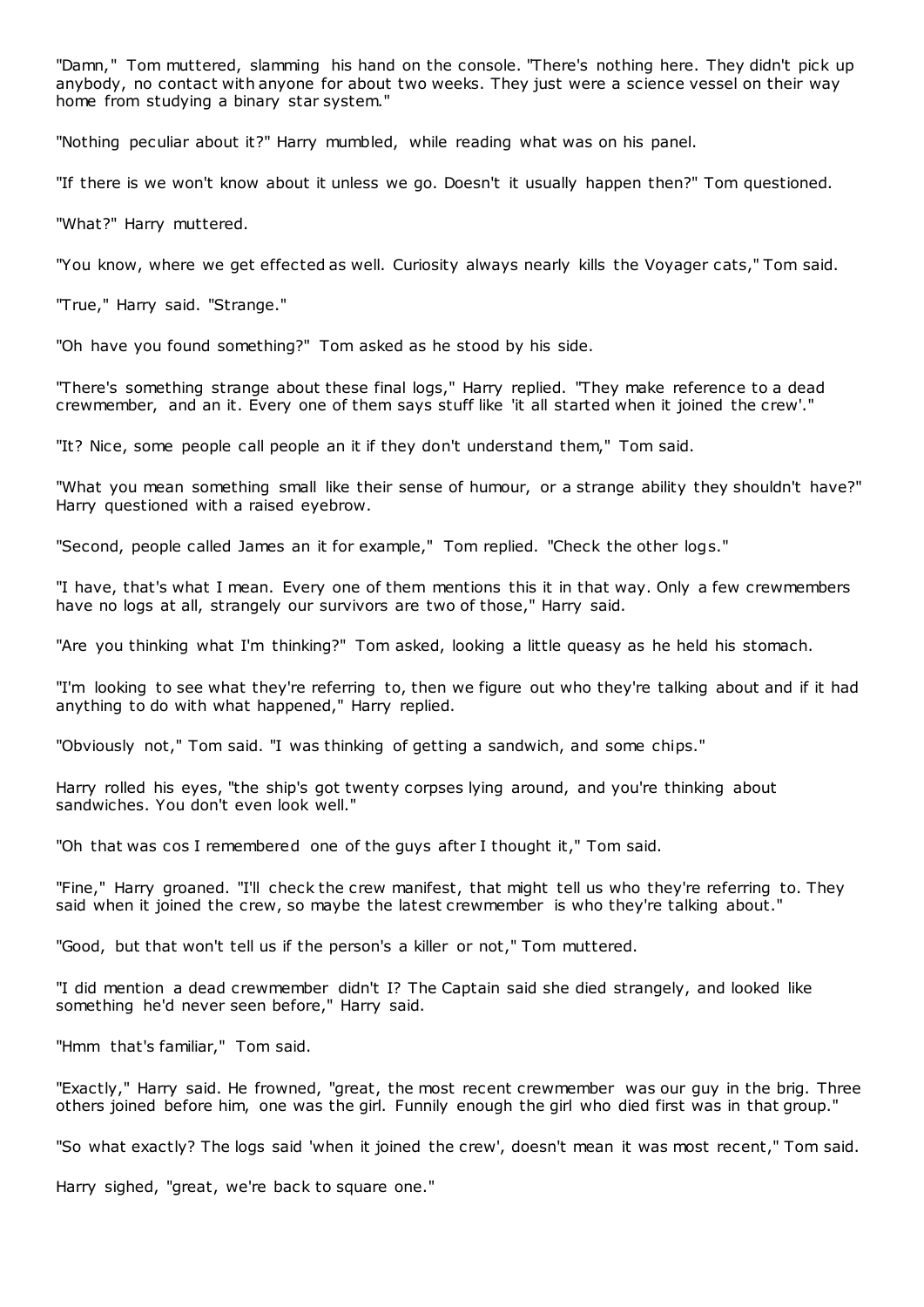"Damn," Tom muttered, slamming his hand on the console. "There's nothing here. They didn't pick up anybody, no contact with anyone for about two weeks. They just were a science vessel on their way home from studying a binary star system."

"Nothing peculiar about it?" Harry mumbled, while reading what was on his panel.

"If there is we won't know about it unless we go. Doesn't it usually happen then?" Tom questioned.

"What?" Harry muttered.

"You know, where we get effected as well. Curiosity always nearly kills the Voyager cats," Tom said.

"True," Harry said. "Strange."

"Oh have you found something?" Tom asked as he stood by his side.

"There's something strange about these final logs," Harry replied. "They make reference to a dead crewmember, and an it. Every one of them says stuff like 'it all started when it joined the crew'."

"It? Nice, some people call people an it if they don't understand them," Tom said.

"What you mean something small like their sense of humour, or a strange ability they shouldn't have?" Harry questioned with a raised eyebrow.

"Second, people called James an it for example," Tom replied. "Check the other logs."

"I have, that's what I mean. Every one of them mentions this it in that way. Only a few crewmembers have no logs at all, strangely our survivors are two of those," Harry said.

"Are you thinking what I'm thinking?" Tom asked, looking a little queasy as he held his stomach.

"I'm looking to see what they're referring to, then we figure out who they're talking about and if it had anything to do with what happened," Harry replied.

"Obviously not," Tom said. "I was thinking of getting a sandwich, and some chips."

Harry rolled his eyes, "the ship's got twenty corpses lying around, and you're thinking about sandwiches. You don't even look well."

"Oh that was cos I remembered one of the guys after I thought it," Tom said.

"Fine," Harry groaned. "I'll check the crew manifest, that might tell us who they're referring to. They said when it joined the crew, so maybe the latest crewmember is who they're talking about."

"Good, but that won't tell us if the person's a killer or not," Tom muttered.

"I did mention a dead crewmember didn't I? The Captain said she died strangely, and looked like something he'd never seen before," Harry said.

"Hmm that's familiar," Tom said.

"Exactly," Harry said. He frowned, "great, the most recent crewmember was our guy in the brig. Three others joined before him, one was the girl. Funnily enough the girl who died first was in that group."

"So what exactly? The logs said 'when it joined the crew', doesn't mean it was most recent," Tom said.

Harry sighed, "great, we're back to square one."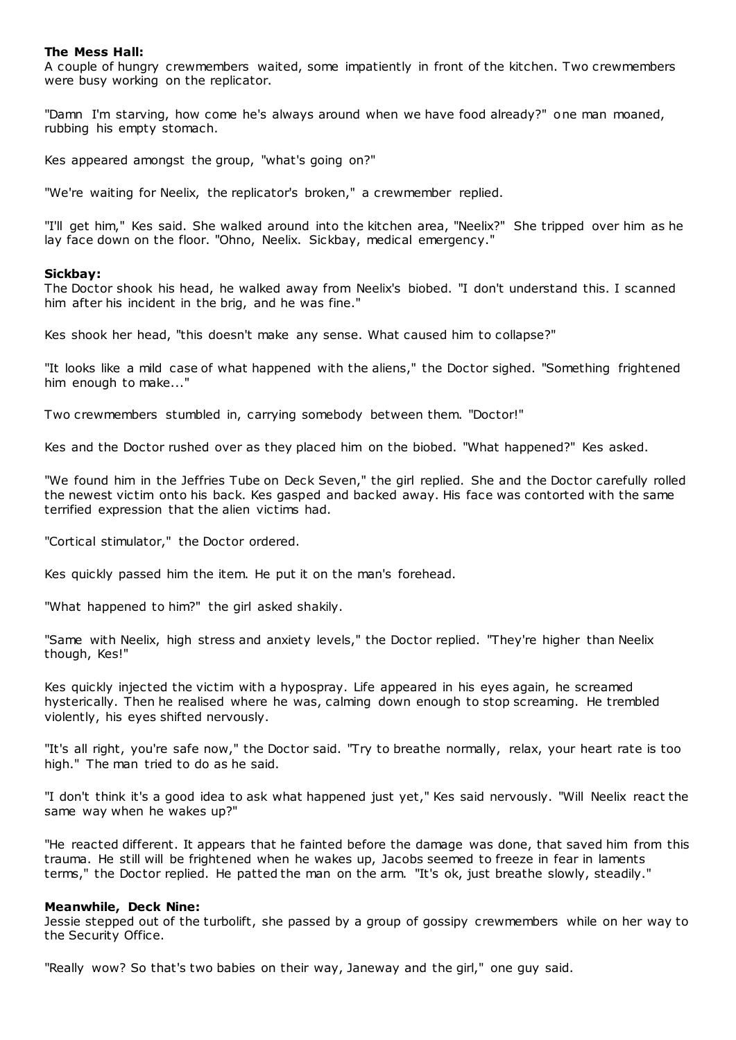**The Mess Hall:**
A couple of hungry crewmembers waited, some impatiently in front of the kitchen. Two crewmembers were busy working on the replicator.

"Damn I'm starving, how come he's always around when we have food already?" one man moaned, rubbing his empty stomach.

Kes appeared amongst the group, "what's going on?"

"We're waiting for Neelix, the replicator's broken," a crewmember replied.

"I'll get him," Kes said. She walked around into the kitchen area, "Neelix?" She tripped over him as he lay face down on the floor. "Ohno, Neelix. Sickbay, medical emergency."

**Sickbay:**
The Doctor shook his head, he walked away from Neelix's biobed. "I don't understand this. I scanned him after his incident in the brig, and he was fine."

Kes shook her head, "this doesn't make any sense. What caused him to collapse?"

"It looks like a mild case of what happened with the aliens," the Doctor sighed. "Something frightened him enough to make..."

Two crewmembers stumbled in, carrying somebody between them. "Doctor!"

Kes and the Doctor rushed over as they placed him on the biobed. "What happened?" Kes asked.

"We found him in the Jeffries Tube on Deck Seven," the girl replied. She and the Doctor carefully rolled the newest victim onto his back. Kes gasped and backed away. His face was contorted with the same terrified expression that the alien victims had.

"Cortical stimulator," the Doctor ordered.

Kes quickly passed him the item. He put it on the man's forehead.

"What happened to him?" the girl asked shakily.

"Same with Neelix, high stress and anxiety levels," the Doctor replied. "They're higher than Neelix though, Kes!"

Kes quickly injected the victim with a hypospray. Life appeared in his eyes again, he screamed hysterically. Then he realised where he was, calming down enough to stop screaming. He trembled violently, his eyes shifted nervously.

"It's all right, you're safe now," the Doctor said. "Try to breathe normally, relax, your heart rate is too high." The man tried to do as he said.

"I don't think it's a good idea to ask what happened just yet," Kes said nervously. "Will Neelix react the same way when he wakes up?"

"He reacted different. It appears that he fainted before the damage was done, that saved him from this trauma. He still will be frightened when he wakes up, Jacobs seemed to freeze in fear in laments terms," the Doctor replied. He patted the man on the arm. "It's ok, just breathe slowly, steadily."

**Meanwhile, Deck Nine:**
Jessie stepped out of the turbolift, she passed by a group of gossipy crewmembers while on her way to the Security Office.

"Really wow? So that's two babies on their way, Janeway and the girl," one guy said.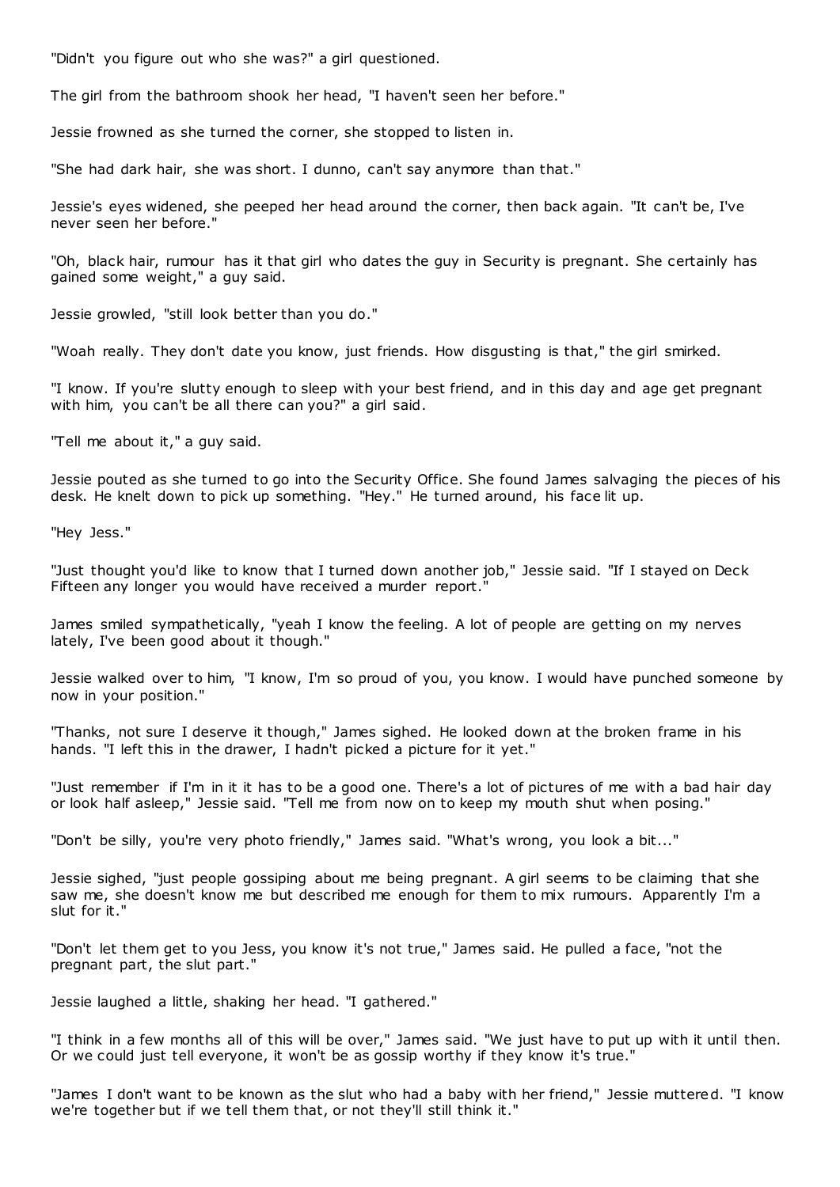"Didn't you figure out who she was?" a girl questioned.

The girl from the bathroom shook her head, "I haven't seen her before."

Jessie frowned as she turned the corner, she stopped to listen in.

"She had dark hair, she was short. I dunno, can't say anymore than that."

Jessie's eyes widened, she peeped her head around the corner, then back again. "It can't be, I've never seen her before."

"Oh, black hair, rumour has it that girl who dates the guy in Security is pregnant. She certainly has gained some weight," a guy said.

Jessie growled, "still look better than you do."

"Woah really. They don't date you know, just friends. How disgusting is that," the girl smirked.

"I know. If you're slutty enough to sleep with your best friend, and in this day and age get pregnant with him, you can't be all there can you?" a girl said.

"Tell me about it," a guy said.

Jessie pouted as she turned to go into the Security Office. She found James salvaging the pieces of his desk. He knelt down to pick up something. "Hey." He turned around, his face lit up.

"Hey Jess."

"Just thought you'd like to know that I turned down another job," Jessie said. "If I stayed on Deck Fifteen any longer you would have received a murder report."

James smiled sympathetically, "yeah I know the feeling. A lot of people are getting on my nerves lately, I've been good about it though."

Jessie walked over to him, "I know, I'm so proud of you, you know. I would have punched someone by now in your position."

"Thanks, not sure I deserve it though," James sighed. He looked down at the broken frame in his hands. "I left this in the drawer, I hadn't picked a picture for it yet."

"Just remember if I'm in it it has to be a good one. There's a lot of pictures of me with a bad hair day or look half asleep," Jessie said. "Tell me from now on to keep my mouth shut when posing."

"Don't be silly, you're very photo friendly," James said. "What's wrong, you look a bit..."

Jessie sighed, "just people gossiping about me being pregnant. A girl seems to be claiming that she saw me, she doesn't know me but described me enough for them to mix rumours. Apparently I'm a slut for it."

"Don't let them get to you Jess, you know it's not true," James said. He pulled a face, "not the pregnant part, the slut part."

Jessie laughed a little, shaking her head. "I gathered."

"I think in a few months all of this will be over," James said. "We just have to put up with it until then. Or we could just tell everyone, it won't be as gossip worthy if they know it's true."

"James I don't want to be known as the slut who had a baby with her friend," Jessie muttered. "I know we're together but if we tell them that, or not they'll still think it."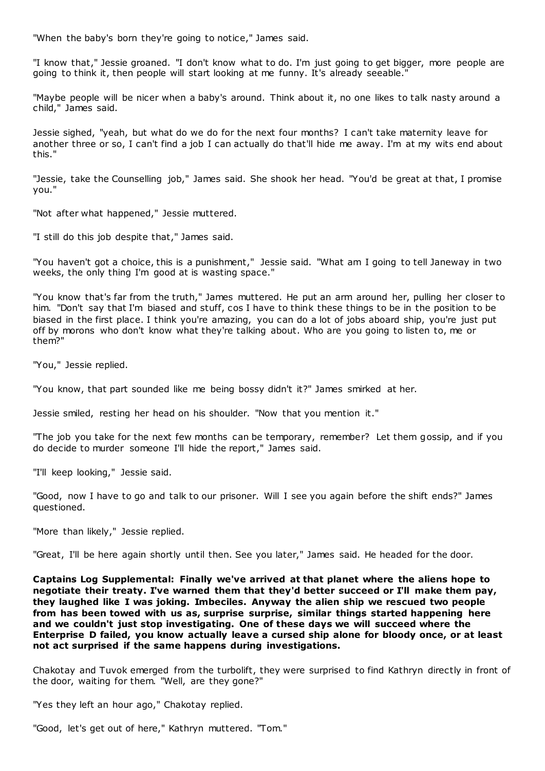"When the baby's born they're going to notice," James said.

"I know that," Jessie groaned. "I don't know what to do. I'm just going to get bigger, more people are going to think it, then people will start looking at me funny. It's already seeable."

"Maybe people will be nicer when a baby's around. Think about it, no one likes to talk nasty around a child," James said.

Jessie sighed, "yeah, but what do we do for the next four months? I can't take maternity leave for another three or so, I can't find a job I can actually do that'll hide me away. I'm at my wits end about this."

"Jessie, take the Counselling job," James said. She shook her head. "You'd be great at that, I promise you."

"Not after what happened," Jessie muttered.

"I still do this job despite that," James said.

"You haven't got a choice, this is a punishment," Jessie said. "What am I going to tell Janeway in two weeks, the only thing I'm good at is wasting space."

"You know that's far from the truth," James muttered. He put an arm around her, pulling her closer to him. "Don't say that I'm biased and stuff, cos I have to think these things to be in the position to be biased in the first place. I think you're amazing, you can do a lot of jobs aboard ship, you're just put off by morons who don't know what they're talking about. Who are you going to listen to, me or them?"

"You," Jessie replied.

"You know, that part sounded like me being bossy didn't it?" James smirked at her.

Jessie smiled, resting her head on his shoulder. "Now that you mention it."

"The job you take for the next few months can be temporary, remember? Let them gossip, and if you do decide to murder someone I'll hide the report," James said.

"I'll keep looking," Jessie said.

"Good, now I have to go and talk to our prisoner. Will I see you again before the shift ends?" James questioned.

"More than likely," Jessie replied.

"Great, I'll be here again shortly until then. See you later," James said. He headed for the door.

**Captains Log Supplemental: Finally we've arrived at that planet where the aliens hope to negotiate their treaty. I've warned them that they'd better succeed or I'll make them pay, they laughed like I was joking. Imbeciles. Anyway the alien ship we rescued two people from has been towed with us as, surprise surprise, similar things started happening here and we couldn't just stop investigating. One of these days we will succeed where the Enterprise D failed, you know actually leave a cursed ship alone for bloody once, or at least not act surprised if the same happens during investigations.**

Chakotay and Tuvok emerged from the turbolift, they were surprised to find Kathryn directly in front of the door, waiting for them. "Well, are they gone?"

"Yes they left an hour ago," Chakotay replied.

"Good, let's get out of here," Kathryn muttered. "Tom."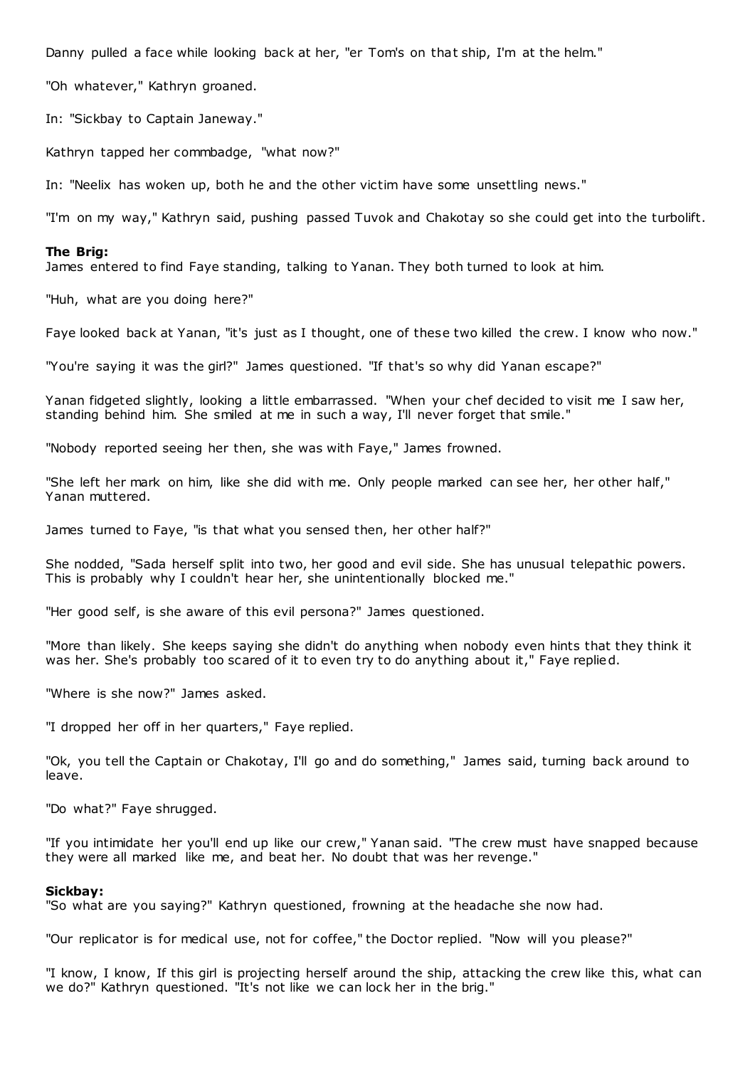Danny pulled a face while looking back at her, "er Tom's on that ship, I'm at the helm."

"Oh whatever," Kathryn groaned.

In: "Sickbay to Captain Janeway."

Kathryn tapped her commbadge, "what now?"

In: "Neelix has woken up, both he and the other victim have some unsettling news."

"I'm on my way," Kathryn said, pushing passed Tuvok and Chakotay so she could get into the turbolift.

**The Brig:**
James entered to find Faye standing, talking to Yanan. They both turned to look at him.

"Huh, what are you doing here?"

Faye looked back at Yanan, "it's just as I thought, one of these two killed the crew. I know who now."

"You're saying it was the girl?" James questioned. "If that's so why did Yanan escape?"

Yanan fidgeted slightly, looking a little embarrassed. "When your chef decided to visit me I saw her, standing behind him. She smiled at me in such a way, I'll never forget that smile."

"Nobody reported seeing her then, she was with Faye," James frowned.

"She left her mark on him, like she did with me. Only people marked can see her, her other half," Yanan muttered.

James turned to Faye, "is that what you sensed then, her other half?"

She nodded, "Sada herself split into two, her good and evil side. She has unusual telepathic powers. This is probably why I couldn't hear her, she unintentionally blocked me."

"Her good self, is she aware of this evil persona?" James questioned.

"More than likely. She keeps saying she didn't do anything when nobody even hints that they think it was her. She's probably too scared of it to even try to do anything about it," Faye replied.

"Where is she now?" James asked.

"I dropped her off in her quarters," Faye replied.

"Ok, you tell the Captain or Chakotay, I'll go and do something," James said, turning back around to leave.

"Do what?" Faye shrugged.

"If you intimidate her you'll end up like our crew," Yanan said. "The crew must have snapped because they were all marked like me, and beat her. No doubt that was her revenge."

**Sickbay:**
"So what are you saying?" Kathryn questioned, frowning at the headache she now had.

"Our replicator is for medical use, not for coffee," the Doctor replied. "Now will you please?"

"I know, I know, If this girl is projecting herself around the ship, attacking the crew like this, what can we do?" Kathryn questioned. "It's not like we can lock her in the brig."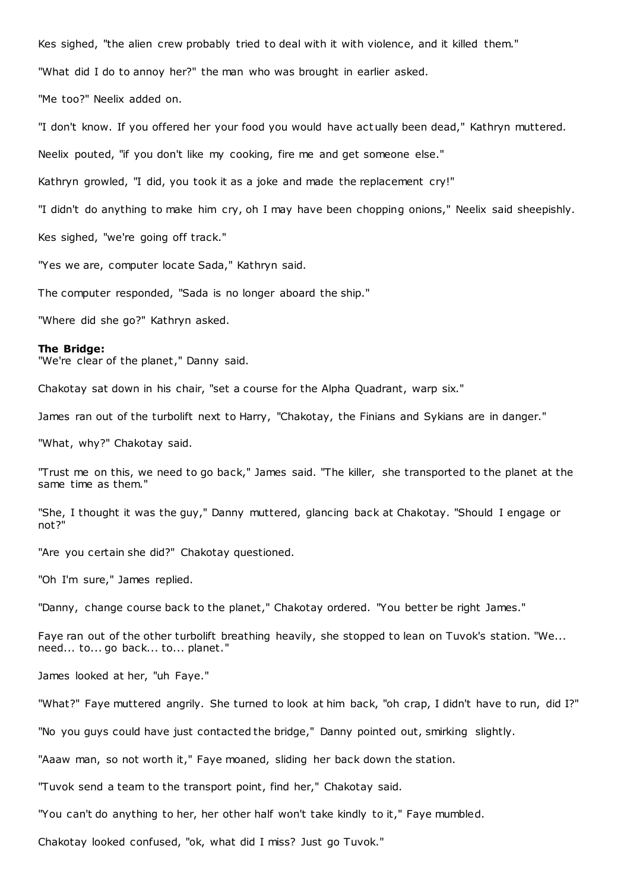Kes sighed, "the alien crew probably tried to deal with it with violence, and it killed them."

"What did I do to annoy her?" the man who was brought in earlier asked.

"Me too?" Neelix added on.

"I don't know. If you offered her your food you would have actually been dead," Kathryn muttered.

Neelix pouted, "if you don't like my cooking, fire me and get someone else."

Kathryn growled, "I did, you took it as a joke and made the replacement cry!"

"I didn't do anything to make him cry, oh I may have been chopping onions," Neelix said sheepishly.

Kes sighed, "we're going off track."

"Yes we are, computer locate Sada," Kathryn said.

The computer responded, "Sada is no longer aboard the ship."

"Where did she go?" Kathryn asked.

**The Bridge:**
"We're clear of the planet," Danny said.

Chakotay sat down in his chair, "set a course for the Alpha Quadrant, warp six."

James ran out of the turbolift next to Harry, "Chakotay, the Finians and Sykians are in danger."

"What, why?" Chakotay said.

"Trust me on this, we need to go back," James said. "The killer, she transported to the planet at the same time as them."

"She, I thought it was the guy," Danny muttered, glancing back at Chakotay. "Should I engage or not?"

"Are you certain she did?" Chakotay questioned.

"Oh I'm sure," James replied.

"Danny, change course back to the planet," Chakotay ordered. "You better be right James."

Faye ran out of the other turbolift breathing heavily, she stopped to lean on Tuvok's station. "We... need... to... go back... to... planet."

James looked at her, "uh Faye."

"What?" Faye muttered angrily. She turned to look at him back, "oh crap, I didn't have to run, did I?"

"No you guys could have just contacted the bridge," Danny pointed out, smirking slightly.

"Aaaw man, so not worth it," Faye moaned, sliding her back down the station.

"Tuvok send a team to the transport point, find her," Chakotay said.

"You can't do anything to her, her other half won't take kindly to it," Faye mumbled.

Chakotay looked confused, "ok, what did I miss? Just go Tuvok."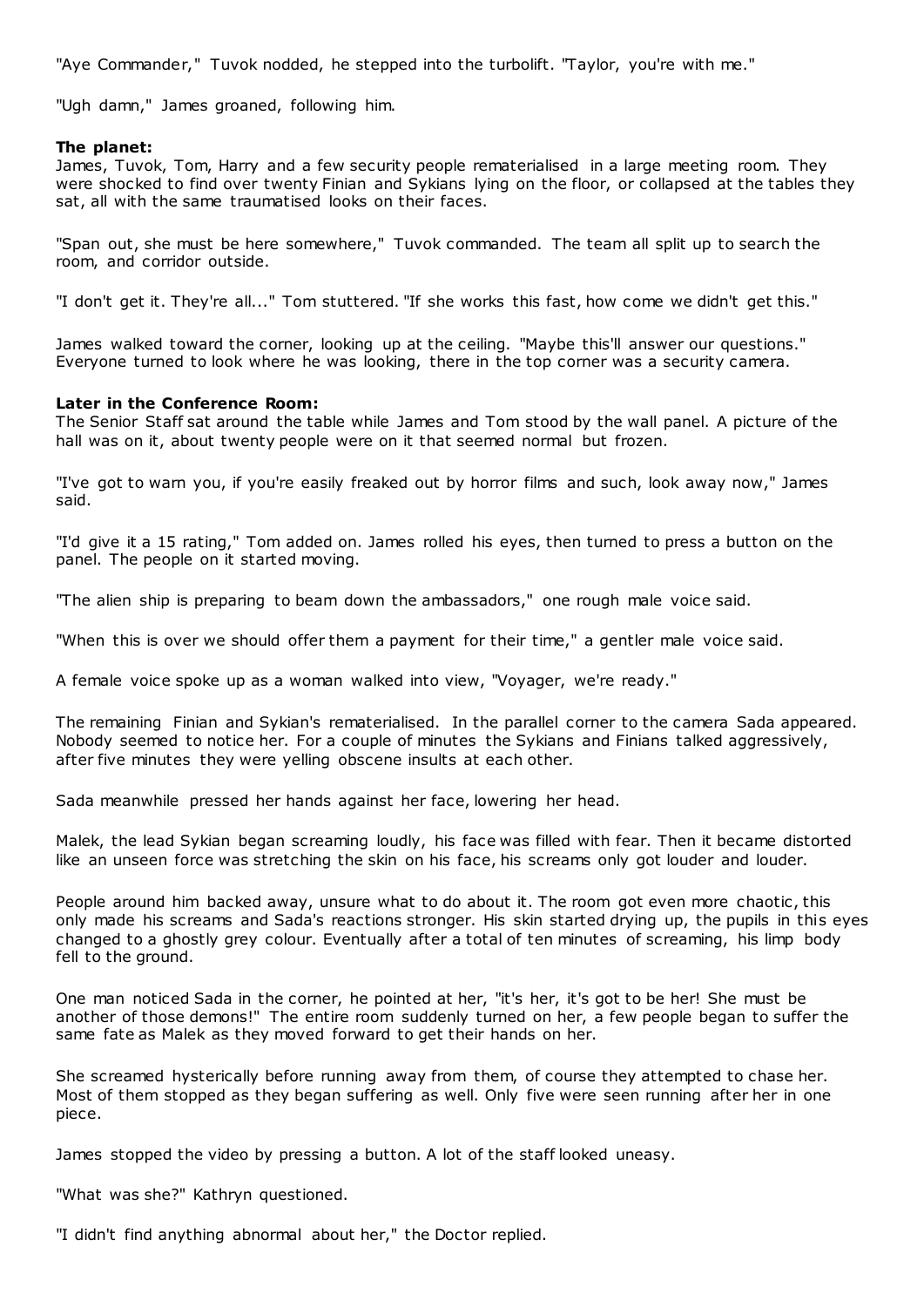"Aye Commander," Tuvok nodded, he stepped into the turbolift. "Taylor, you're with me."

"Ugh damn," James groaned, following him.

**The planet:**
James, Tuvok, Tom, Harry and a few security people rematerialised in a large meeting room. They were shocked to find over twenty Finian and Sykians lying on the floor, or collapsed at the tables they sat, all with the same traumatised looks on their faces.

"Span out, she must be here somewhere," Tuvok commanded. The team all split up to search the room, and corridor outside.

"I don't get it. They're all..." Tom stuttered. "If she works this fast, how come we didn't get this."

James walked toward the corner, looking up at the ceiling. "Maybe this'll answer our questions." Everyone turned to look where he was looking, there in the top corner was a security camera.

**Later in the Conference Room:**
The Senior Staff sat around the table while James and Tom stood by the wall panel. A picture of the hall was on it, about twenty people were on it that seemed normal but frozen.

"I've got to warn you, if you're easily freaked out by horror films and such, look away now," James said.

"I'd give it a 15 rating," Tom added on. James rolled his eyes, then turned to press a button on the panel. The people on it started moving.

"The alien ship is preparing to beam down the ambassadors," one rough male voice said.

"When this is over we should offer them a payment for their time," a gentler male voice said.

A female voice spoke up as a woman walked into view, "Voyager, we're ready."

The remaining Finian and Sykian's rematerialised. In the parallel corner to the camera Sada appeared. Nobody seemed to notice her. For a couple of minutes the Sykians and Finians talked aggressively, after five minutes they were yelling obscene insults at each other.

Sada meanwhile pressed her hands against her face, lowering her head.

Malek, the lead Sykian began screaming loudly, his face was filled with fear. Then it became distorted like an unseen force was stretching the skin on his face, his screams only got louder and louder.

People around him backed away, unsure what to do about it. The room got even more chaotic, this only made his screams and Sada's reactions stronger. His skin started drying up, the pupils in this eyes changed to a ghostly grey colour. Eventually after a total of ten minutes of screaming, his limp body fell to the ground.

One man noticed Sada in the corner, he pointed at her, "it's her, it's got to be her! She must be another of those demons!" The entire room suddenly turned on her, a few people began to suffer the same fate as Malek as they moved forward to get their hands on her.

She screamed hysterically before running away from them, of course they attempted to chase her. Most of them stopped as they began suffering as well. Only five were seen running after her in one piece.

James stopped the video by pressing a button. A lot of the staff looked uneasy.

"What was she?" Kathryn questioned.

"I didn't find anything abnormal about her," the Doctor replied.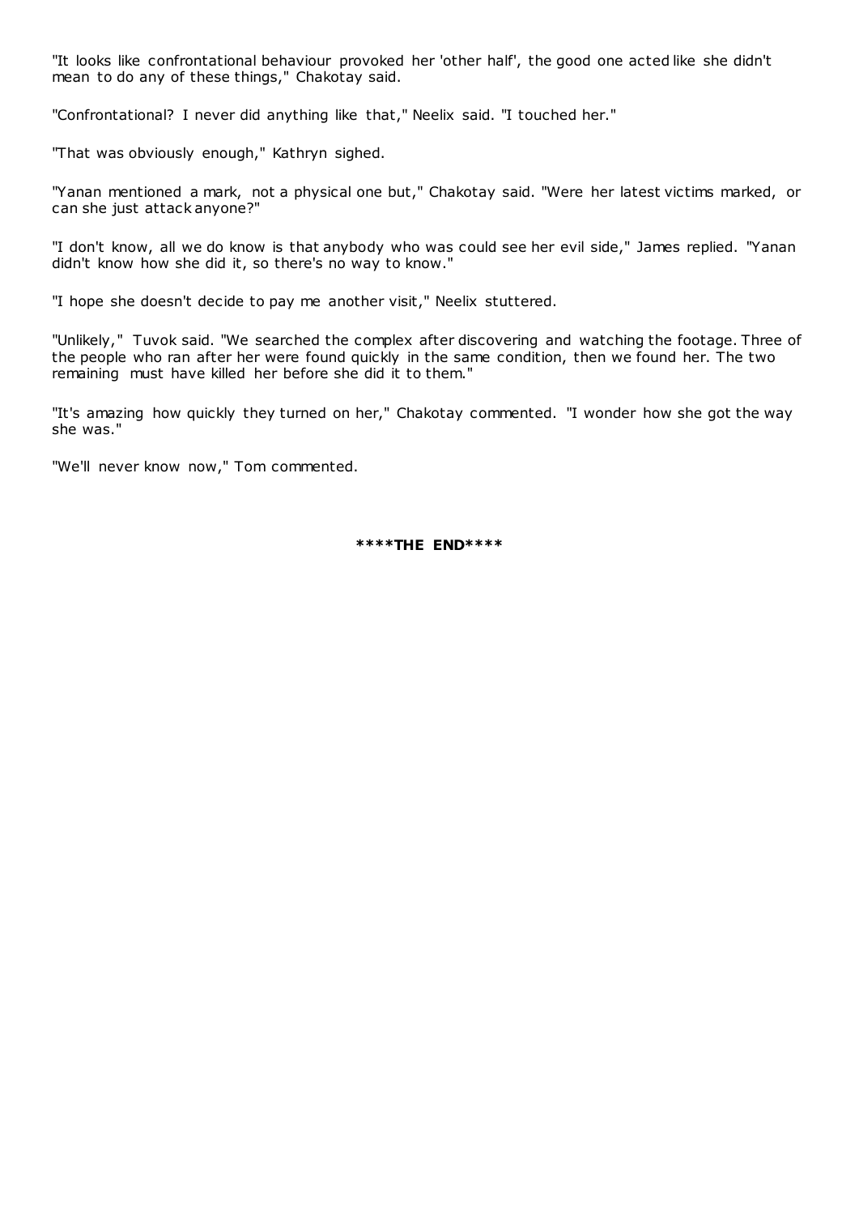"It looks like confrontational behaviour provoked her 'other half', the good one acted like she didn't mean to do any of these things," Chakotay said.

"Confrontational? I never did anything like that," Neelix said. "I touched her."

"That was obviously enough," Kathryn sighed.

"Yanan mentioned a mark, not a physical one but," Chakotay said. "Were her latest victims marked, or can she just attack anyone?"

"I don't know, all we do know is that anybody who was could see her evil side," James replied. "Yanan didn't know how she did it, so there's no way to know."

"I hope she doesn't decide to pay me another visit," Neelix stuttered.

"Unlikely," Tuvok said. "We searched the complex after discovering and watching the footage. Three of the people who ran after her were found quickly in the same condition, then we found her. The two remaining must have killed her before she did it to them."

"It's amazing how quickly they turned on her," Chakotay commented. "I wonder how she got the way she was."

"We'll never know now," Tom commented.

**\*\*\*\*THE END\*\*\*\***